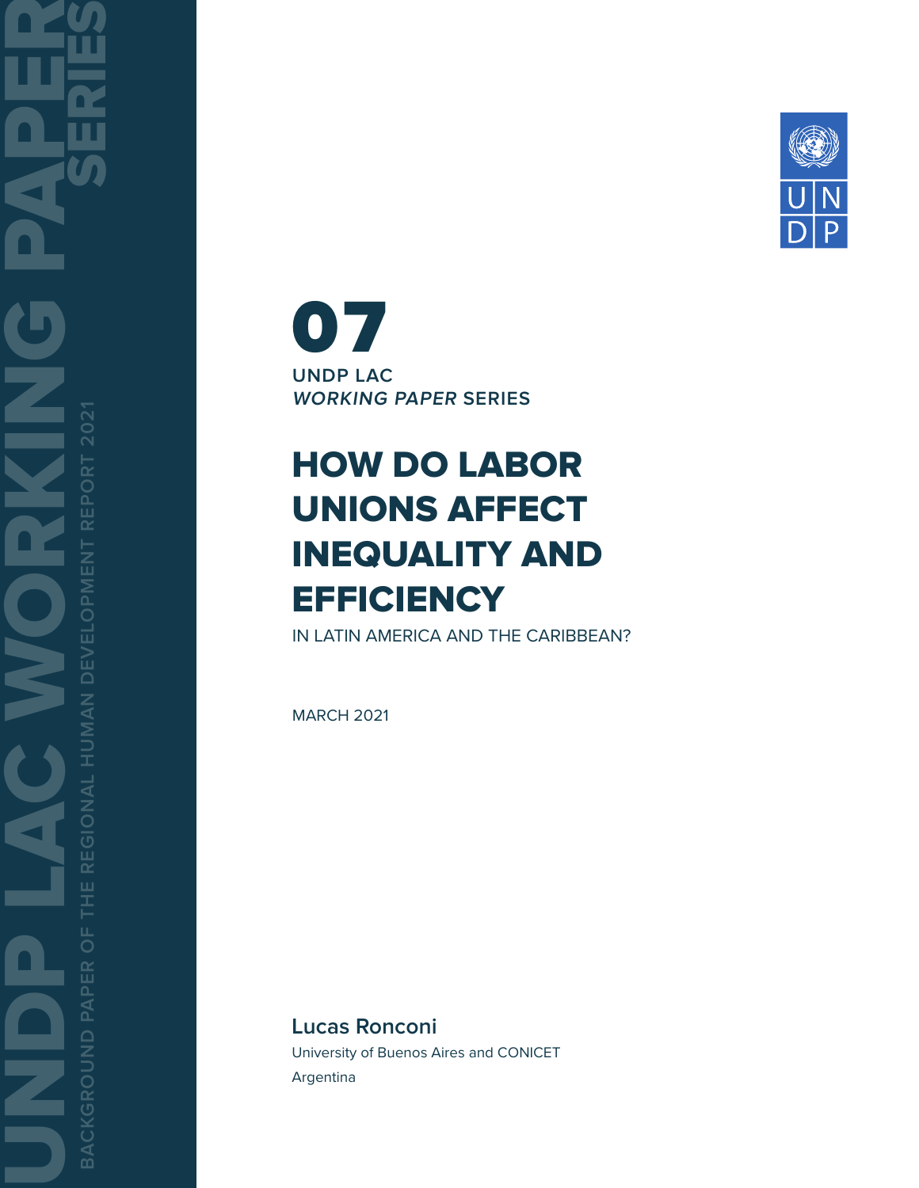07

**UNDP LAC**
***WORKING PAPER* SERIES**

# HOW DO LABOR UNIONS AFFECT INEQUALITY AND EFFICIENCY

IN LATIN AMERICA AND THE CARIBBEAN?

MARCH 2021

**Lucas Ronconi**
University of Buenos Aires and CONICET
Argentina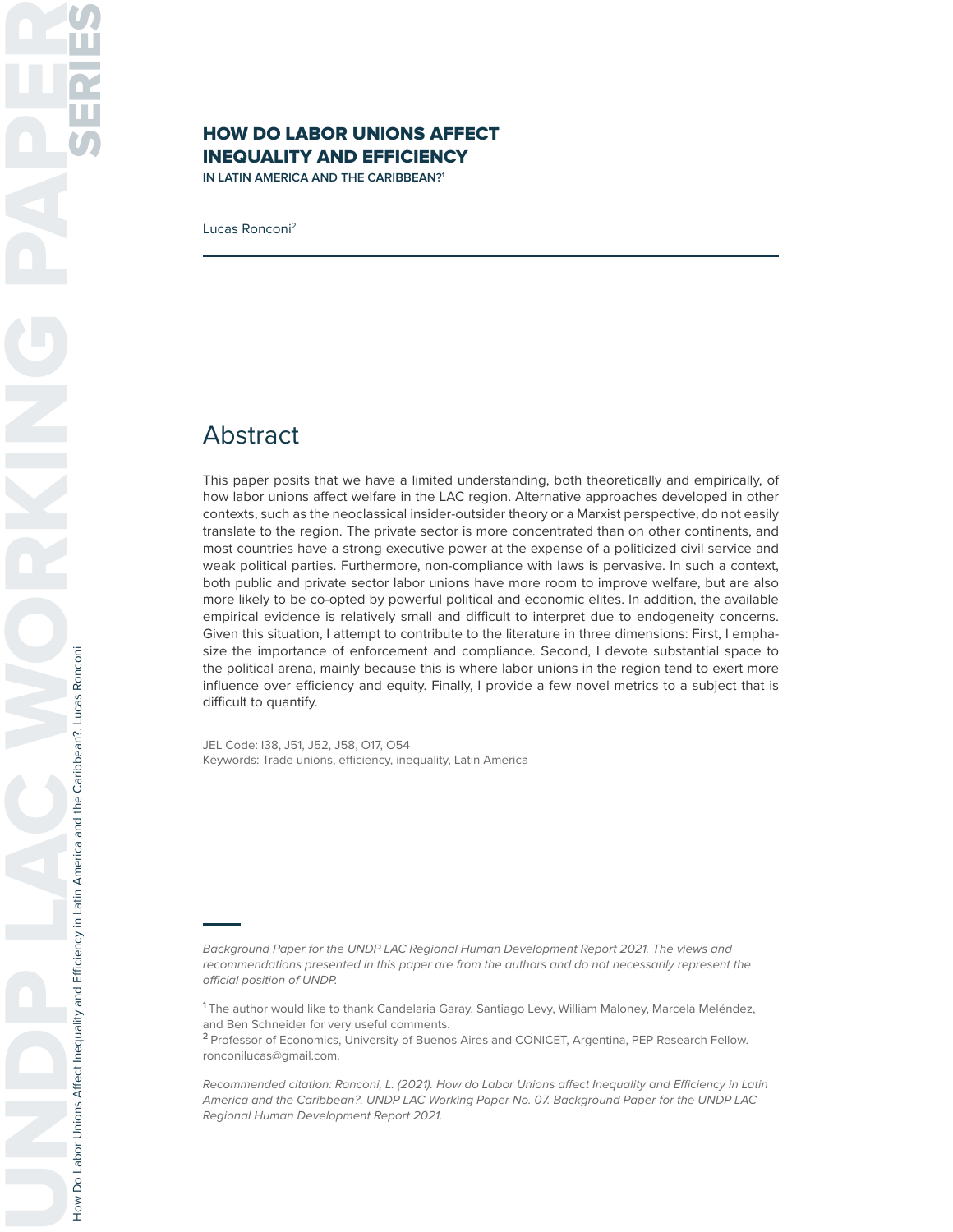# HOW DO LABOR UNIONS AFFECT INEQUALITY AND EFFICIENCY

**IN LATIN AMERICA AND THE CARIBBEAN?[1]**

Lucas Ronconi[2]

## Abstract

This paper posits that we have a limited understanding, both theoretically and empirically, of how labor unions affect welfare in the LAC region. Alternative approaches developed in other contexts, such as the neoclassical insider-outsider theory or a Marxist perspective, do not easily translate to the region. The private sector is more concentrated than on other continents, and most countries have a strong executive power at the expense of a politicized civil service and weak political parties. Furthermore, non-compliance with laws is pervasive. In such a context, both public and private sector labor unions have more room to improve welfare, but are also more likely to be co-opted by powerful political and economic elites. In addition, the available empirical evidence is relatively small and difficult to interpret due to endogeneity concerns. Given this situation, I attempt to contribute to the literature in three dimensions: First, I emphasize the importance of enforcement and compliance. Second, I devote substantial space to the political arena, mainly because this is where labor unions in the region tend to exert more influence over efficiency and equity. Finally, I provide a few novel metrics to a subject that is difficult to quantify.

JEL Code: I38, J51, J52, J58, O17, O54
Keywords: Trade unions, efficiency, inequality, Latin America

*Background Paper for the UNDP LAC Regional Human Development Report 2021. The views and recommendations presented in this paper are from the authors and do not necessarily represent the official position of UNDP.*

[1] The author would like to thank Candelaria Garay, Santiago Levy, William Maloney, Marcela Meléndez, and Ben Schneider for very useful comments.

[2] Professor of Economics, University of Buenos Aires and CONICET, Argentina, PEP Research Fellow. ronconilucas@gmail.com.

*Recommended citation: Ronconi, L. (2021). How do Labor Unions affect Inequality and Efficiency in Latin America and the Caribbean?. UNDP LAC Working Paper No. 07. Background Paper for the UNDP LAC Regional Human Development Report 2021.*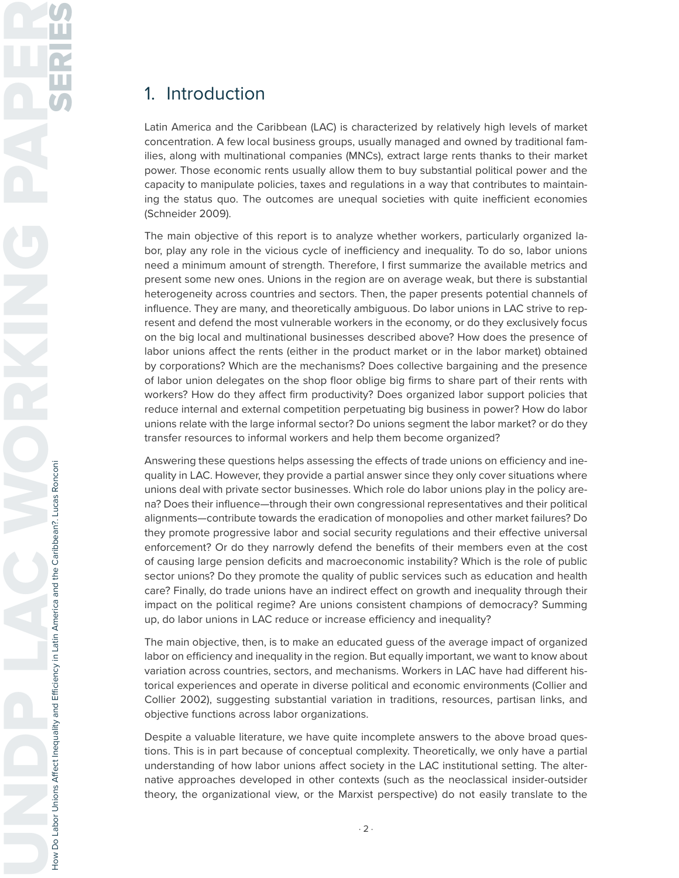# 1. Introduction

Latin America and the Caribbean (LAC) is characterized by relatively high levels of market concentration. A few local business groups, usually managed and owned by traditional families, along with multinational companies (MNCs), extract large rents thanks to their market power. Those economic rents usually allow them to buy substantial political power and the capacity to manipulate policies, taxes and regulations in a way that contributes to maintaining the status quo. The outcomes are unequal societies with quite inefficient economies (Schneider 2009).

The main objective of this report is to analyze whether workers, particularly organized labor, play any role in the vicious cycle of inefficiency and inequality. To do so, labor unions need a minimum amount of strength. Therefore, I first summarize the available metrics and present some new ones. Unions in the region are on average weak, but there is substantial heterogeneity across countries and sectors. Then, the paper presents potential channels of influence. They are many, and theoretically ambiguous. Do labor unions in LAC strive to represent and defend the most vulnerable workers in the economy, or do they exclusively focus on the big local and multinational businesses described above? How does the presence of labor unions affect the rents (either in the product market or in the labor market) obtained by corporations? Which are the mechanisms? Does collective bargaining and the presence of labor union delegates on the shop floor oblige big firms to share part of their rents with workers? How do they affect firm productivity? Does organized labor support policies that reduce internal and external competition perpetuating big business in power? How do labor unions relate with the large informal sector? Do unions segment the labor market? or do they transfer resources to informal workers and help them become organized?

Answering these questions helps assessing the effects of trade unions on efficiency and inequality in LAC. However, they provide a partial answer since they only cover situations where unions deal with private sector businesses. Which role do labor unions play in the policy arena? Does their influence—through their own congressional representatives and their political alignments—contribute towards the eradication of monopolies and other market failures? Do they promote progressive labor and social security regulations and their effective universal enforcement? Or do they narrowly defend the benefits of their members even at the cost of causing large pension deficits and macroeconomic instability? Which is the role of public sector unions? Do they promote the quality of public services such as education and health care? Finally, do trade unions have an indirect effect on growth and inequality through their impact on the political regime? Are unions consistent champions of democracy? Summing up, do labor unions in LAC reduce or increase efficiency and inequality?

The main objective, then, is to make an educated guess of the average impact of organized labor on efficiency and inequality in the region. But equally important, we want to know about variation across countries, sectors, and mechanisms. Workers in LAC have had different historical experiences and operate in diverse political and economic environments (Collier and Collier 2002), suggesting substantial variation in traditions, resources, partisan links, and objective functions across labor organizations.

Despite a valuable literature, we have quite incomplete answers to the above broad questions. This is in part because of conceptual complexity. Theoretically, we only have a partial understanding of how labor unions affect society in the LAC institutional setting. The alternative approaches developed in other contexts (such as the neoclassical insider-outsider theory, the organizational view, or the Marxist perspective) do not easily translate to the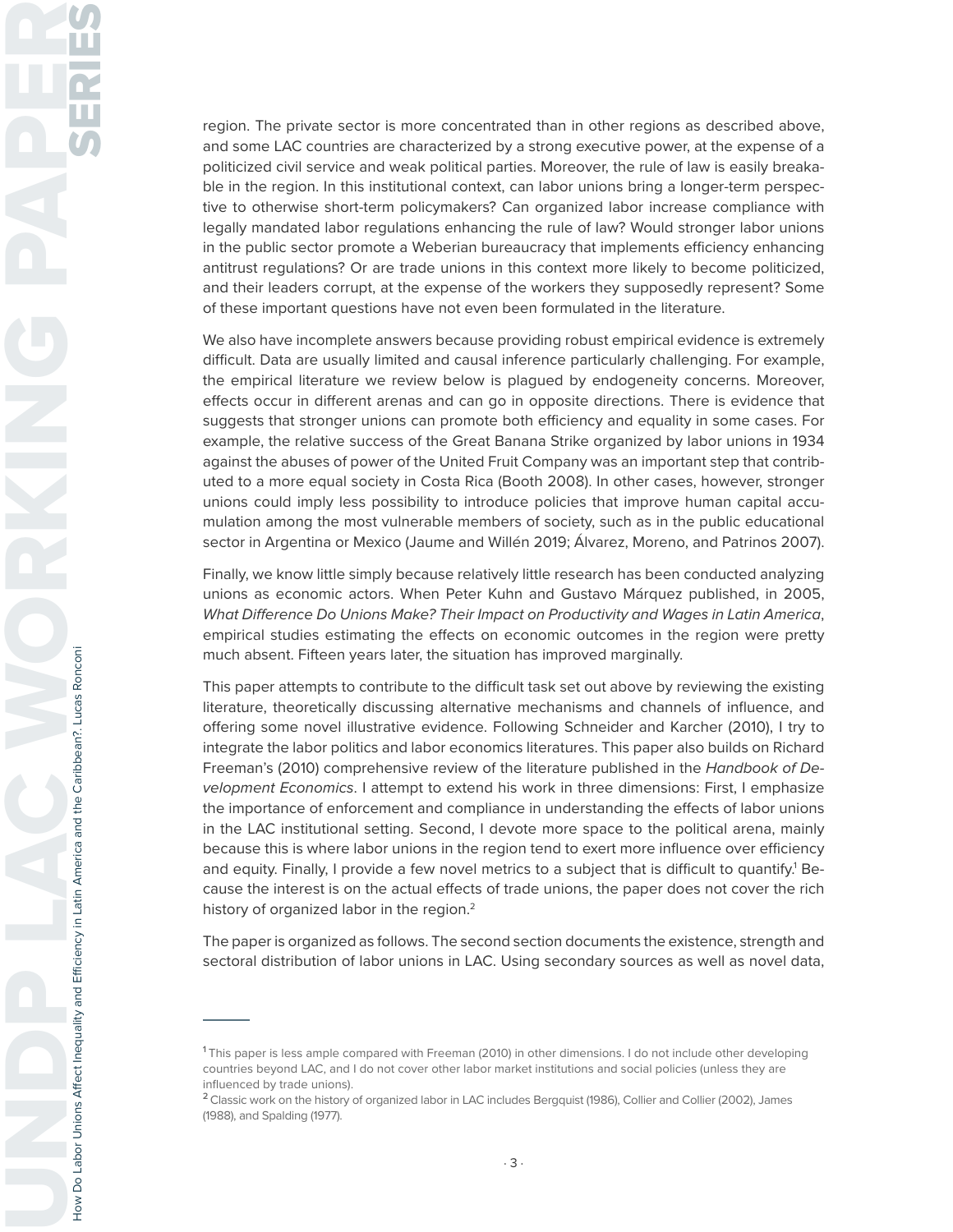region. The private sector is more concentrated than in other regions as described above, and some LAC countries are characterized by a strong executive power, at the expense of a politicized civil service and weak political parties. Moreover, the rule of law is easily breakable in the region. In this institutional context, can labor unions bring a longer-term perspective to otherwise short-term policymakers? Can organized labor increase compliance with legally mandated labor regulations enhancing the rule of law? Would stronger labor unions in the public sector promote a Weberian bureaucracy that implements efficiency enhancing antitrust regulations? Or are trade unions in this context more likely to become politicized, and their leaders corrupt, at the expense of the workers they supposedly represent? Some of these important questions have not even been formulated in the literature.

We also have incomplete answers because providing robust empirical evidence is extremely difficult. Data are usually limited and causal inference particularly challenging. For example, the empirical literature we review below is plagued by endogeneity concerns. Moreover, effects occur in different arenas and can go in opposite directions. There is evidence that suggests that stronger unions can promote both efficiency and equality in some cases. For example, the relative success of the Great Banana Strike organized by labor unions in 1934 against the abuses of power of the United Fruit Company was an important step that contributed to a more equal society in Costa Rica (Booth 2008). In other cases, however, stronger unions could imply less possibility to introduce policies that improve human capital accumulation among the most vulnerable members of society, such as in the public educational sector in Argentina or Mexico (Jaume and Willén 2019; Álvarez, Moreno, and Patrinos 2007).

Finally, we know little simply because relatively little research has been conducted analyzing unions as economic actors. When Peter Kuhn and Gustavo Márquez published, in 2005, *What Difference Do Unions Make? Their Impact on Productivity and Wages in Latin America*, empirical studies estimating the effects on economic outcomes in the region were pretty much absent. Fifteen years later, the situation has improved marginally.

This paper attempts to contribute to the difficult task set out above by reviewing the existing literature, theoretically discussing alternative mechanisms and channels of influence, and offering some novel illustrative evidence. Following Schneider and Karcher (2010), I try to integrate the labor politics and labor economics literatures. This paper also builds on Richard Freeman's (2010) comprehensive review of the literature published in the *Handbook of Development Economics*. I attempt to extend his work in three dimensions: First, I emphasize the importance of enforcement and compliance in understanding the effects of labor unions in the LAC institutional setting. Second, I devote more space to the political arena, mainly because this is where labor unions in the region tend to exert more influence over efficiency and equity. Finally, I provide a few novel metrics to a subject that is difficult to quantify.[1] Because the interest is on the actual effects of trade unions, the paper does not cover the rich history of organized labor in the region.[2]

The paper is organized as follows. The second section documents the existence, strength and sectoral distribution of labor unions in LAC. Using secondary sources as well as novel data,

---

[1] This paper is less ample compared with Freeman (2010) in other dimensions. I do not include other developing countries beyond LAC, and I do not cover other labor market institutions and social policies (unless they are influenced by trade unions).

[2] Classic work on the history of organized labor in LAC includes Bergquist (1986), Collier and Collier (2002), James (1988), and Spalding (1977).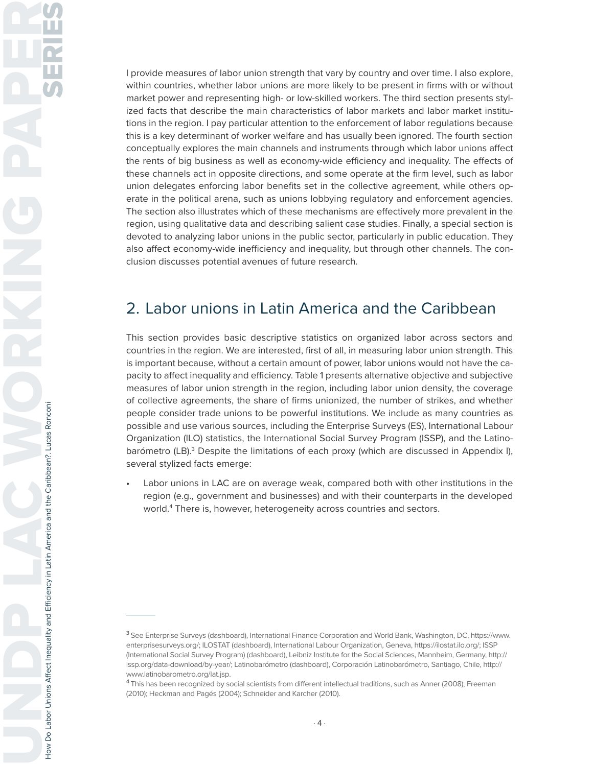I provide measures of labor union strength that vary by country and over time. I also explore, within countries, whether labor unions are more likely to be present in firms with or without market power and representing high- or low-skilled workers. The third section presents stylized facts that describe the main characteristics of labor markets and labor market institutions in the region. I pay particular attention to the enforcement of labor regulations because this is a key determinant of worker welfare and has usually been ignored. The fourth section conceptually explores the main channels and instruments through which labor unions affect the rents of big business as well as economy-wide efficiency and inequality. The effects of these channels act in opposite directions, and some operate at the firm level, such as labor union delegates enforcing labor benefits set in the collective agreement, while others operate in the political arena, such as unions lobbying regulatory and enforcement agencies. The section also illustrates which of these mechanisms are effectively more prevalent in the region, using qualitative data and describing salient case studies. Finally, a special section is devoted to analyzing labor unions in the public sector, particularly in public education. They also affect economy-wide inefficiency and inequality, but through other channels. The conclusion discusses potential avenues of future research.

## 2. Labor unions in Latin America and the Caribbean

This section provides basic descriptive statistics on organized labor across sectors and countries in the region. We are interested, first of all, in measuring labor union strength. This is important because, without a certain amount of power, labor unions would not have the capacity to affect inequality and efficiency. Table 1 presents alternative objective and subjective measures of labor union strength in the region, including labor union density, the coverage of collective agreements, the share of firms unionized, the number of strikes, and whether people consider trade unions to be powerful institutions. We include as many countries as possible and use various sources, including the Enterprise Surveys (ES), International Labour Organization (ILO) statistics, the International Social Survey Program (ISSP), and the Latinobarómetro (LB).[3] Despite the limitations of each proxy (which are discussed in Appendix I), several stylized facts emerge:

- Labor unions in LAC are on average weak, compared both with other institutions in the region (e.g., government and businesses) and with their counterparts in the developed world.[4] There is, however, heterogeneity across countries and sectors.

---

[3] See Enterprise Surveys (dashboard), International Finance Corporation and World Bank, Washington, DC, https://www.enterprisesurveys.org/; ILOSTAT (dashboard), International Labour Organization, Geneva, https://ilostat.ilo.org/; ISSP (International Social Survey Program) (dashboard), Leibniz Institute for the Social Sciences, Mannheim, Germany, http://issp.org/data-download/by-year/; Latinobarómetro (dashboard), Corporación Latinobarómetro, Santiago, Chile, http://www.latinobarometro.org/lat.jsp.

[4] This has been recognized by social scientists from different intellectual traditions, such as Anner (2008); Freeman (2010); Heckman and Pagés (2004); Schneider and Karcher (2010).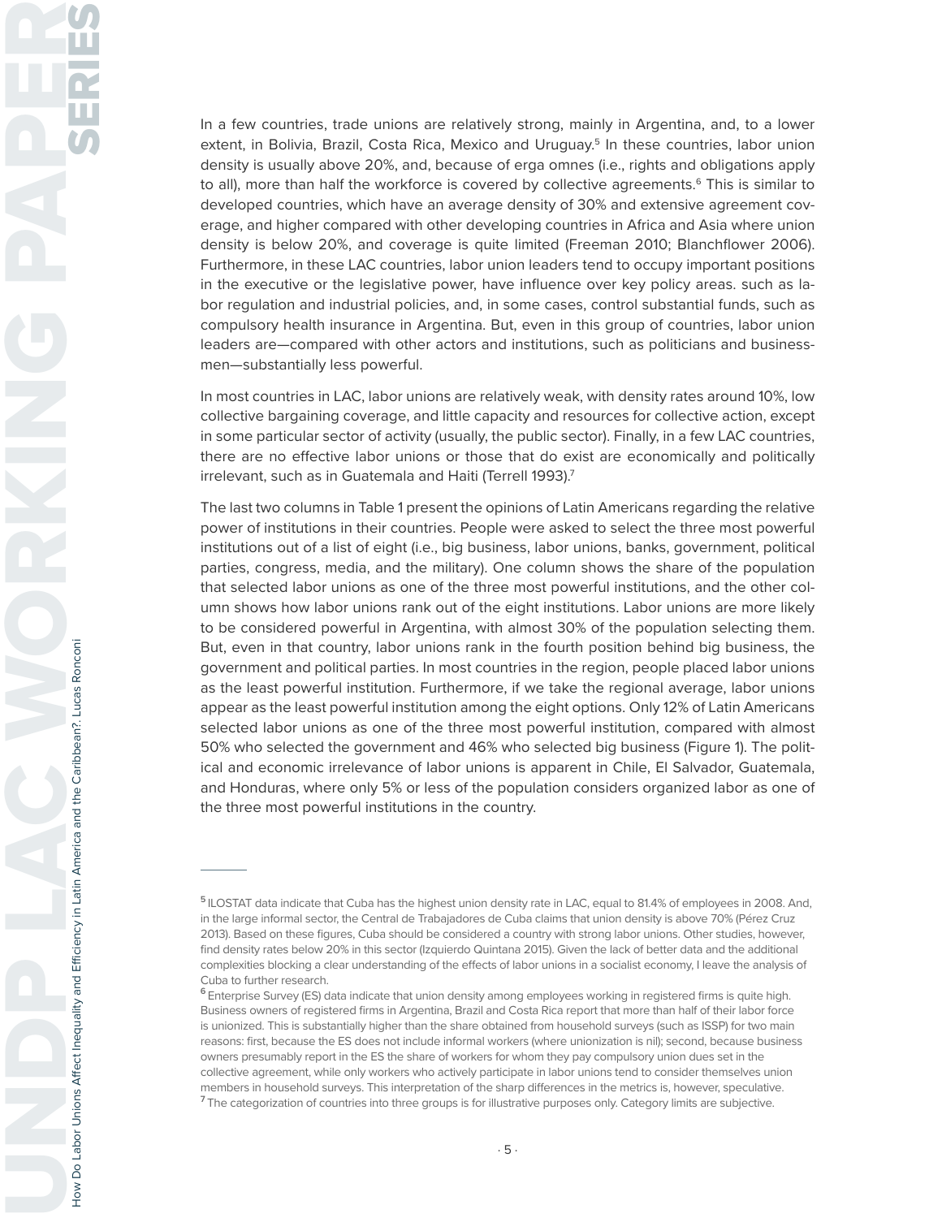In a few countries, trade unions are relatively strong, mainly in Argentina, and, to a lower extent, in Bolivia, Brazil, Costa Rica, Mexico and Uruguay.[5] In these countries, labor union density is usually above 20%, and, because of erga omnes (i.e., rights and obligations apply to all), more than half the workforce is covered by collective agreements.[6] This is similar to developed countries, which have an average density of 30% and extensive agreement coverage, and higher compared with other developing countries in Africa and Asia where union density is below 20%, and coverage is quite limited (Freeman 2010; Blanchflower 2006). Furthermore, in these LAC countries, labor union leaders tend to occupy important positions in the executive or the legislative power, have influence over key policy areas. such as labor regulation and industrial policies, and, in some cases, control substantial funds, such as compulsory health insurance in Argentina. But, even in this group of countries, labor union leaders are—compared with other actors and institutions, such as politicians and businessmen—substantially less powerful.

In most countries in LAC, labor unions are relatively weak, with density rates around 10%, low collective bargaining coverage, and little capacity and resources for collective action, except in some particular sector of activity (usually, the public sector). Finally, in a few LAC countries, there are no effective labor unions or those that do exist are economically and politically irrelevant, such as in Guatemala and Haiti (Terrell 1993).[7]

The last two columns in Table 1 present the opinions of Latin Americans regarding the relative power of institutions in their countries. People were asked to select the three most powerful institutions out of a list of eight (i.e., big business, labor unions, banks, government, political parties, congress, media, and the military). One column shows the share of the population that selected labor unions as one of the three most powerful institutions, and the other column shows how labor unions rank out of the eight institutions. Labor unions are more likely to be considered powerful in Argentina, with almost 30% of the population selecting them. But, even in that country, labor unions rank in the fourth position behind big business, the government and political parties. In most countries in the region, people placed labor unions as the least powerful institution. Furthermore, if we take the regional average, labor unions appear as the least powerful institution among the eight options. Only 12% of Latin Americans selected labor unions as one of the three most powerful institution, compared with almost 50% who selected the government and 46% who selected big business (Figure 1). The political and economic irrelevance of labor unions is apparent in Chile, El Salvador, Guatemala, and Honduras, where only 5% or less of the population considers organized labor as one of the three most powerful institutions in the country.

---

[5] ILOSTAT data indicate that Cuba has the highest union density rate in LAC, equal to 81.4% of employees in 2008. And, in the large informal sector, the Central de Trabajadores de Cuba claims that union density is above 70% (Pérez Cruz 2013). Based on these figures, Cuba should be considered a country with strong labor unions. Other studies, however, find density rates below 20% in this sector (Izquierdo Quintana 2015). Given the lack of better data and the additional complexities blocking a clear understanding of the effects of labor unions in a socialist economy, I leave the analysis of Cuba to further research.

[6] Enterprise Survey (ES) data indicate that union density among employees working in registered firms is quite high. Business owners of registered firms in Argentina, Brazil and Costa Rica report that more than half of their labor force is unionized. This is substantially higher than the share obtained from household surveys (such as ISSP) for two main reasons: first, because the ES does not include informal workers (where unionization is nil); second, because business owners presumably report in the ES the share of workers for whom they pay compulsory union dues set in the collective agreement, while only workers who actively participate in labor unions tend to consider themselves union members in household surveys. This interpretation of the sharp differences in the metrics is, however, speculative.

[7] The categorization of countries into three groups is for illustrative purposes only. Category limits are subjective.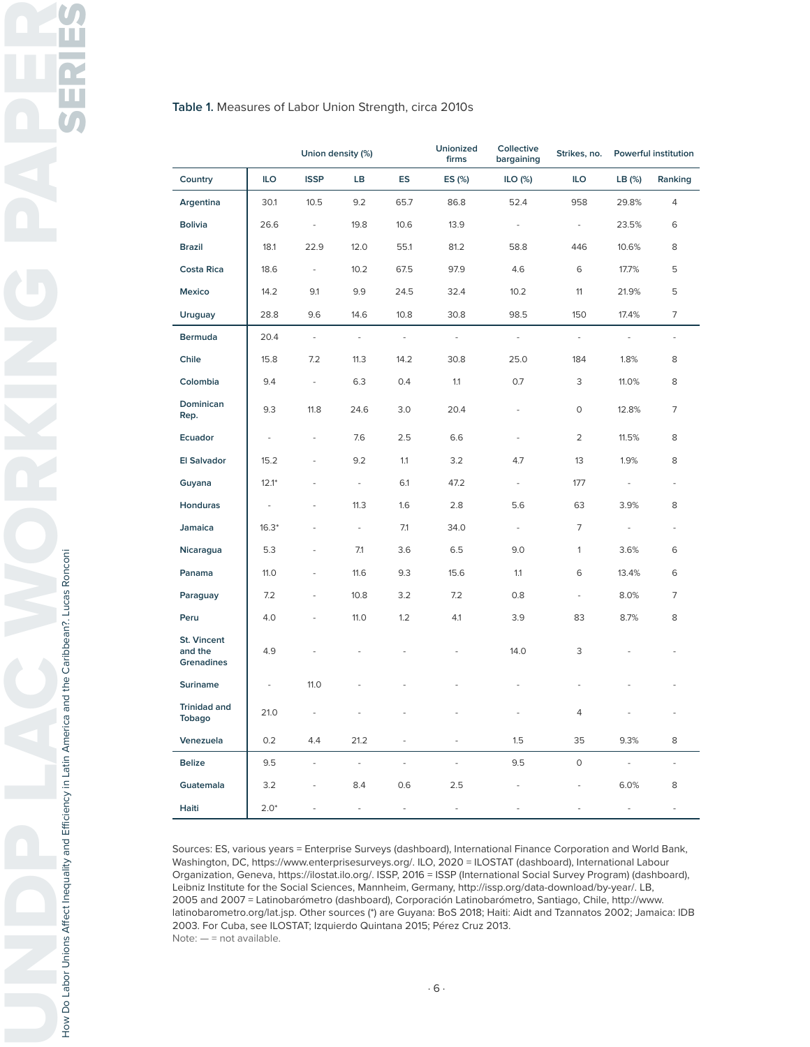**Table 1.** Measures of Labor Union Strength, circa 2010s

| | Union density (%) | | | | Unionized firms | Collective bargaining | Strikes, no. | Powerful institution | |
|---|---|---|---|---|---|---|---|---|---|
| Country | ILO | ISSP | LB | ES | ES (%) | ILO (%) | ILO | LB (%) | Ranking |
| Argentina | 30.1 | 10.5 | 9.2 | 65.7 | 86.8 | 52.4 | 958 | 29.8% | 4 |
| Bolivia | 26.6 | - | 19.8 | 10.6 | 13.9 | - | - | 23.5% | 6 |
| Brazil | 18.1 | 22.9 | 12.0 | 55.1 | 81.2 | 58.8 | 446 | 10.6% | 8 |
| Costa Rica | 18.6 | - | 10.2 | 67.5 | 97.9 | 4.6 | 6 | 17.7% | 5 |
| Mexico | 14.2 | 9.1 | 9.9 | 24.5 | 32.4 | 10.2 | 11 | 21.9% | 5 |
| Uruguay | 28.8 | 9.6 | 14.6 | 10.8 | 30.8 | 98.5 | 150 | 17.4% | 7 |
| Bermuda | 20.4 | - | - | - | - | - | - | - | - |
| Chile | 15.8 | 7.2 | 11.3 | 14.2 | 30.8 | 25.0 | 184 | 1.8% | 8 |
| Colombia | 9.4 | - | 6.3 | 0.4 | 1.1 | 0.7 | 3 | 11.0% | 8 |
| Dominican Rep. | 9.3 | 11.8 | 24.6 | 3.0 | 20.4 | - | 0 | 12.8% | 7 |
| Ecuador | - | - | 7.6 | 2.5 | 6.6 | - | 2 | 11.5% | 8 |
| El Salvador | 15.2 | - | 9.2 | 1.1 | 3.2 | 4.7 | 13 | 1.9% | 8 |
| Guyana | 12.1* | - | - | 6.1 | 47.2 | - | 177 | - | - |
| Honduras | - | - | 11.3 | 1.6 | 2.8 | 5.6 | 63 | 3.9% | 8 |
| Jamaica | 16.3* | - | - | 7.1 | 34.0 | - | 7 | - | - |
| Nicaragua | 5.3 | - | 7.1 | 3.6 | 6.5 | 9.0 | 1 | 3.6% | 6 |
| Panama | 11.0 | - | 11.6 | 9.3 | 15.6 | 1.1 | 6 | 13.4% | 6 |
| Paraguay | 7.2 | - | 10.8 | 3.2 | 7.2 | 0.8 | - | 8.0% | 7 |
| Peru | 4.0 | - | 11.0 | 1.2 | 4.1 | 3.9 | 83 | 8.7% | 8 |
| St. Vincent and the Grenadines | 4.9 | - | - | - | - | 14.0 | 3 | - | - |
| Suriname | - | 11.0 | - | - | - | - | - | - | - |
| Trinidad and Tobago | 21.0 | - | - | - | - | - | 4 | - | - |
| Venezuela | 0.2 | 4.4 | 21.2 | - | - | 1.5 | 35 | 9.3% | 8 |
| Belize | 9.5 | - | - | - | - | 9.5 | 0 | - | - |
| Guatemala | 3.2 | - | 8.4 | 0.6 | 2.5 | - | - | 6.0% | 8 |
| Haiti | 2.0* | - | - | - | - | - | - | - | - |

Sources: ES, various years = Enterprise Surveys (dashboard), International Finance Corporation and World Bank, Washington, DC, https://www.enterprisesurveys.org/. ILO, 2020 = ILOSTAT (dashboard), International Labour Organization, Geneva, https://ilostat.ilo.org/. ISSP, 2016 = ISSP (International Social Survey Program) (dashboard), Leibniz Institute for the Social Sciences, Mannheim, Germany, http://issp.org/data-download/by-year/. LB, 2005 and 2007 = Latinobarómetro (dashboard), Corporación Latinobarómetro, Santiago, Chile, http://www.latinobarometro.org/lat.jsp. Other sources (*) are Guyana: BoS 2018; Haiti: Aidt and Tzannatos 2002; Jamaica: IDB 2003. For Cuba, see ILOSTAT; Izquierdo Quintana 2015; Pérez Cruz 2013.
Note: — = not available.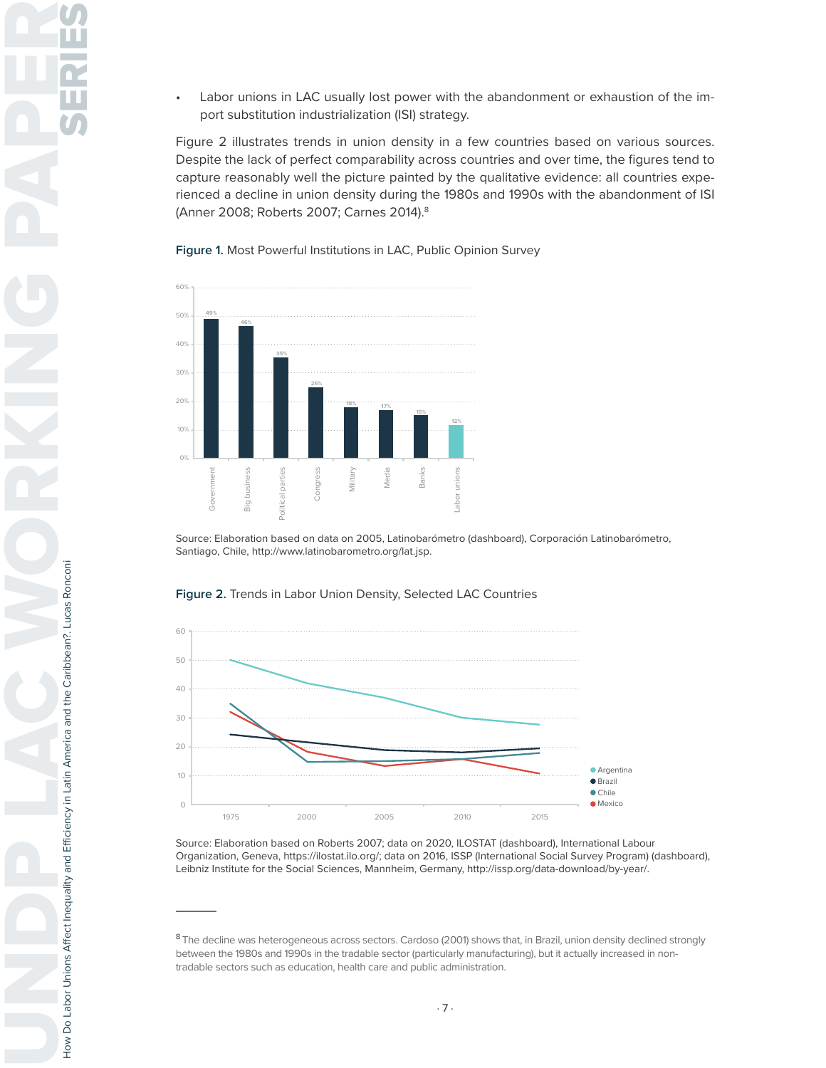- Labor unions in LAC usually lost power with the abandonment or exhaustion of the import substitution industrialization (ISI) strategy.

Figure 2 illustrates trends in union density in a few countries based on various sources. Despite the lack of perfect comparability across countries and over time, the figures tend to capture reasonably well the picture painted by the qualitative evidence: all countries experienced a decline in union density during the 1980s and 1990s with the abandonment of ISI (Anner 2008; Roberts 2007; Carnes 2014).[8]

**Figure 1.** Most Powerful Institutions in LAC, Public Opinion Survey

| Institution | % |
|---|---|
| Government | 49% |
| Big business | 46% |
| Political parties | 35% |
| Congress | 25% |
| Military | 18% |
| Media | 17% |
| Banks | 15% |
| Labor unions | 12% |

Source: Elaboration based on data on 2005, Latinobarómetro (dashboard), Corporación Latinobarómetro, Santiago, Chile, http://www.latinobarometro.org/lat.jsp.

**Figure 2.** Trends in Labor Union Density, Selected LAC Countries

Source: Elaboration based on Roberts 2007; data on 2020, ILOSTAT (dashboard), International Labour Organization, Geneva, https://ilostat.ilo.org/; data on 2016, ISSP (International Social Survey Program) (dashboard), Leibniz Institute for the Social Sciences, Mannheim, Germany, http://issp.org/data-download/by-year/.

[8] The decline was heterogeneous across sectors. Cardoso (2001) shows that, in Brazil, union density declined strongly between the 1980s and 1990s in the tradable sector (particularly manufacturing), but it actually increased in non-tradable sectors such as education, health care and public administration.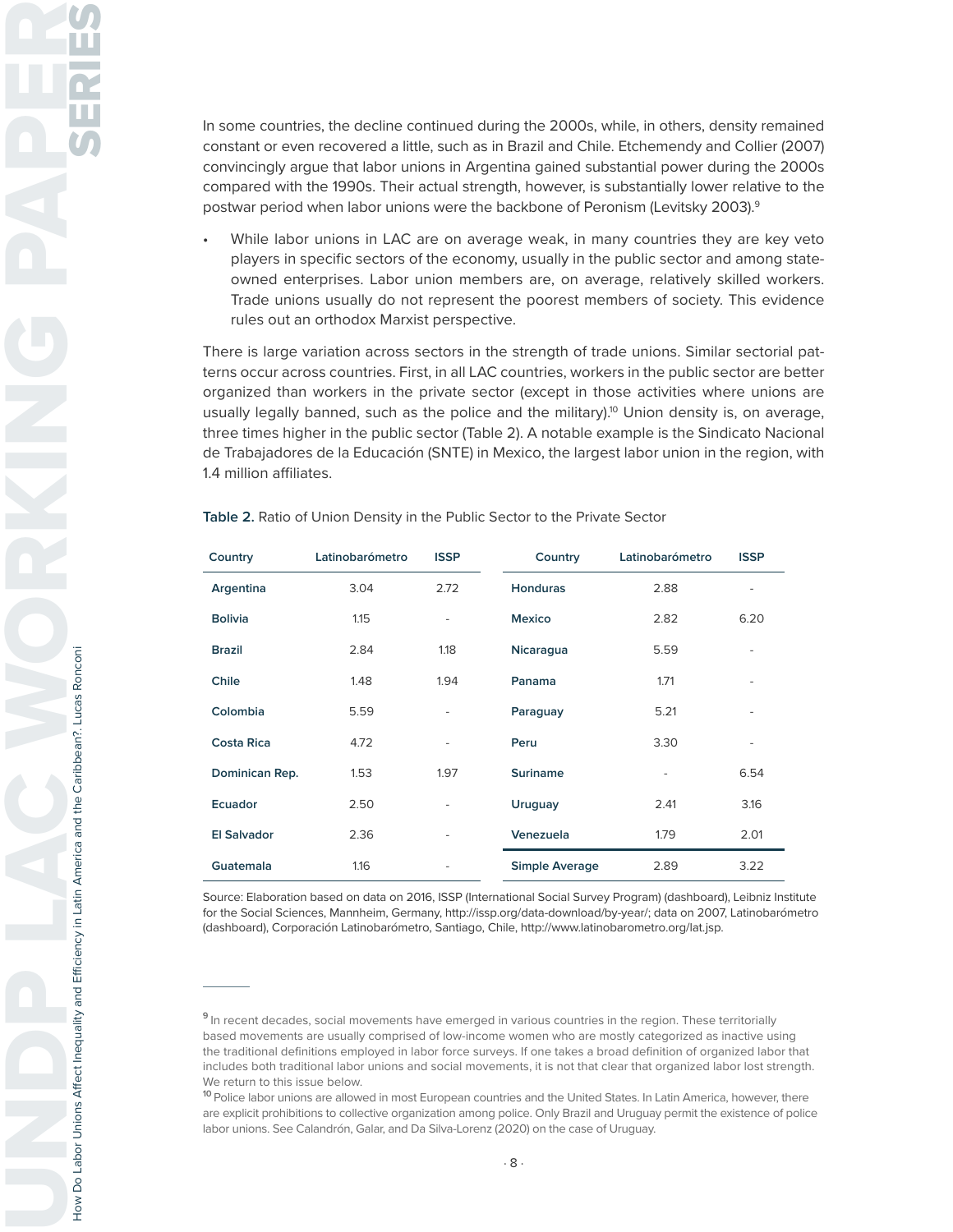In some countries, the decline continued during the 2000s, while, in others, density remained constant or even recovered a little, such as in Brazil and Chile. Etchemendy and Collier (2007) convincingly argue that labor unions in Argentina gained substantial power during the 2000s compared with the 1990s. Their actual strength, however, is substantially lower relative to the postwar period when labor unions were the backbone of Peronism (Levitsky 2003).[9]

- While labor unions in LAC are on average weak, in many countries they are key veto players in specific sectors of the economy, usually in the public sector and among state-owned enterprises. Labor union members are, on average, relatively skilled workers. Trade unions usually do not represent the poorest members of society. This evidence rules out an orthodox Marxist perspective.

There is large variation across sectors in the strength of trade unions. Similar sectorial patterns occur across countries. First, in all LAC countries, workers in the public sector are better organized than workers in the private sector (except in those activities where unions are usually legally banned, such as the police and the military).[10] Union density is, on average, three times higher in the public sector (Table 2). A notable example is the Sindicato Nacional de Trabajadores de la Educación (SNTE) in Mexico, the largest labor union in the region, with 1.4 million affiliates.

**Table 2.** Ratio of Union Density in the Public Sector to the Private Sector

| Country | Latinobarómetro | ISSP | Country | Latinobarómetro | ISSP |
|---|---|---|---|---|---|
| Argentina | 3.04 | 2.72 | Honduras | 2.88 | - |
| Bolivia | 1.15 | - | Mexico | 2.82 | 6.20 |
| Brazil | 2.84 | 1.18 | Nicaragua | 5.59 | - |
| Chile | 1.48 | 1.94 | Panama | 1.71 | - |
| Colombia | 5.59 | - | Paraguay | 5.21 | - |
| Costa Rica | 4.72 | - | Peru | 3.30 | - |
| Dominican Rep. | 1.53 | 1.97 | Suriname | - | 6.54 |
| Ecuador | 2.50 | - | Uruguay | 2.41 | 3.16 |
| El Salvador | 2.36 | - | Venezuela | 1.79 | 2.01 |
| Guatemala | 1.16 | - | Simple Average | 2.89 | 3.22 |

Source: Elaboration based on data on 2016, ISSP (International Social Survey Program) (dashboard), Leibniz Institute for the Social Sciences, Mannheim, Germany, http://issp.org/data-download/by-year/; data on 2007, Latinobarómetro (dashboard), Corporación Latinobarómetro, Santiago, Chile, http://www.latinobarometro.org/lat.jsp.

---

[9] In recent decades, social movements have emerged in various countries in the region. These territorially based movements are usually comprised of low-income women who are mostly categorized as inactive using the traditional definitions employed in labor force surveys. If one takes a broad definition of organized labor that includes both traditional labor unions and social movements, it is not that clear that organized labor lost strength. We return to this issue below.

[10] Police labor unions are allowed in most European countries and the United States. In Latin America, however, there are explicit prohibitions to collective organization among police. Only Brazil and Uruguay permit the existence of police labor unions. See Calandrón, Galar, and Da Silva-Lorenz (2020) on the case of Uruguay.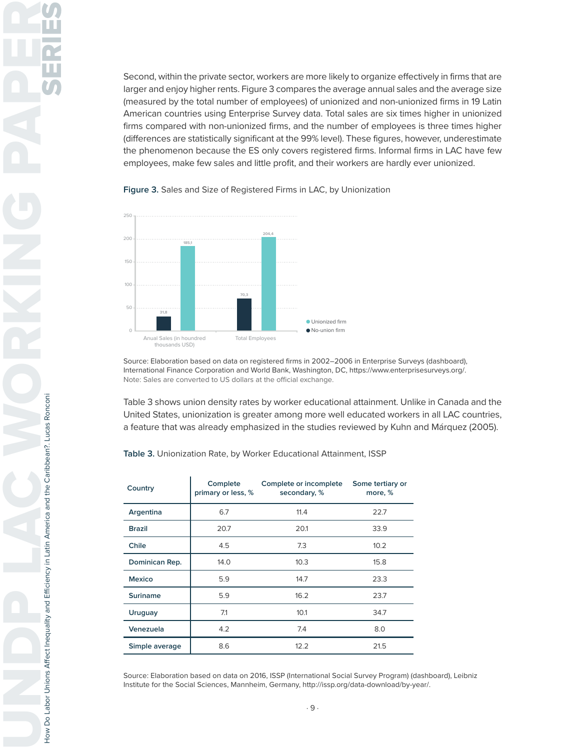Second, within the private sector, workers are more likely to organize effectively in firms that are larger and enjoy higher rents. Figure 3 compares the average annual sales and the average size (measured by the total number of employees) of unionized and non-unionized firms in 19 Latin American countries using Enterprise Survey data. Total sales are six times higher in unionized firms compared with non-unionized firms, and the number of employees is three times higher (differences are statistically significant at the 99% level). These figures, however, underestimate the phenomenon because the ES only covers registered firms. Informal firms in LAC have few employees, make few sales and little profit, and their workers are hardly ever unionized.

**Figure 3.** Sales and Size of Registered Firms in LAC, by Unionization

| | No-union firm | Unionized firm |
|---|---|---|
| Anual Sales (in houndred thousands USD) | 31,8 | 185,1 |
| Total Employees | 70,3 | 204,4 |

Source: Elaboration based on data on registered firms in 2002–2006 in Enterprise Surveys (dashboard), International Finance Corporation and World Bank, Washington, DC, https://www.enterprisesurveys.org/.
Note: Sales are converted to US dollars at the official exchange.

Table 3 shows union density rates by worker educational attainment. Unlike in Canada and the United States, unionization is greater among more well educated workers in all LAC countries, a feature that was already emphasized in the studies reviewed by Kuhn and Márquez (2005).

**Table 3.** Unionization Rate, by Worker Educational Attainment, ISSP

| Country | Complete primary or less, % | Complete or incomplete secondary, % | Some tertiary or more, % |
|---|---|---|---|
| Argentina | 6.7 | 11.4 | 22.7 |
| Brazil | 20.7 | 20.1 | 33.9 |
| Chile | 4.5 | 7.3 | 10.2 |
| Dominican Rep. | 14.0 | 10.3 | 15.8 |
| Mexico | 5.9 | 14.7 | 23.3 |
| Suriname | 5.9 | 16.2 | 23.7 |
| Uruguay | 7.1 | 10.1 | 34.7 |
| Venezuela | 4.2 | 7.4 | 8.0 |
| Simple average | 8.6 | 12.2 | 21.5 |

Source: Elaboration based on data on 2016, ISSP (International Social Survey Program) (dashboard), Leibniz Institute for the Social Sciences, Mannheim, Germany, http://issp.org/data-download/by-year/.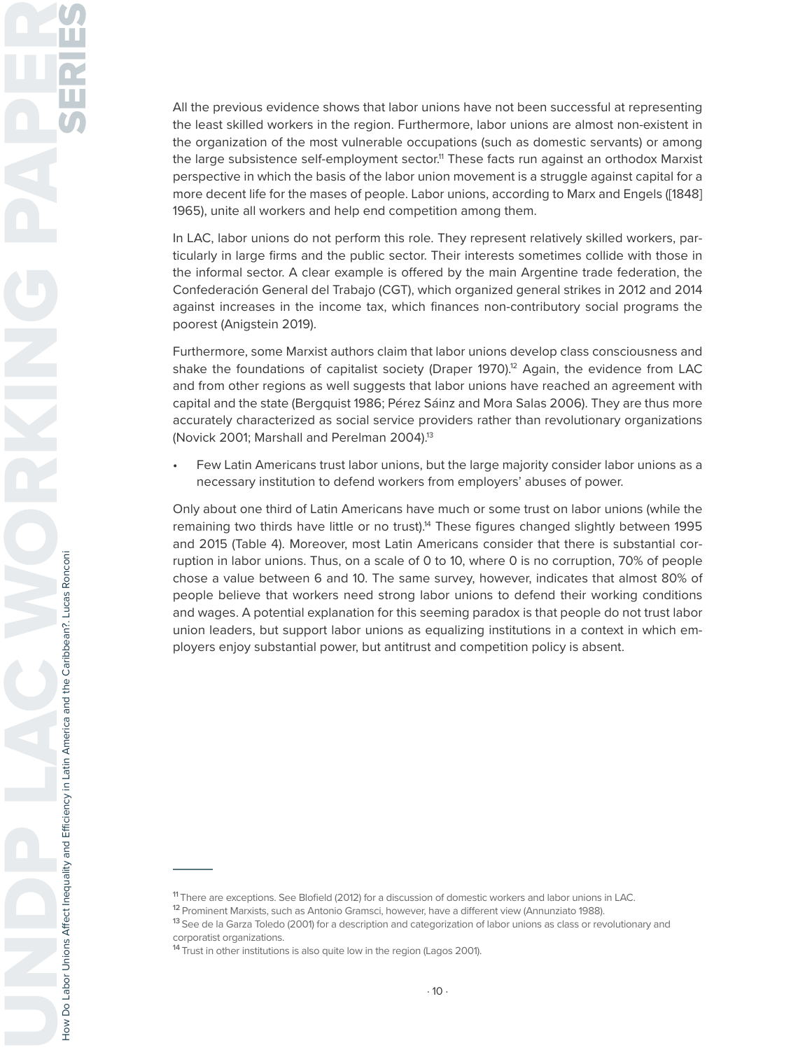All the previous evidence shows that labor unions have not been successful at representing the least skilled workers in the region. Furthermore, labor unions are almost non-existent in the organization of the most vulnerable occupations (such as domestic servants) or among the large subsistence self-employment sector.[11] These facts run against an orthodox Marxist perspective in which the basis of the labor union movement is a struggle against capital for a more decent life for the mases of people. Labor unions, according to Marx and Engels ([1848] 1965), unite all workers and help end competition among them.

In LAC, labor unions do not perform this role. They represent relatively skilled workers, particularly in large firms and the public sector. Their interests sometimes collide with those in the informal sector. A clear example is offered by the main Argentine trade federation, the Confederación General del Trabajo (CGT), which organized general strikes in 2012 and 2014 against increases in the income tax, which finances non-contributory social programs the poorest (Anigstein 2019).

Furthermore, some Marxist authors claim that labor unions develop class consciousness and shake the foundations of capitalist society (Draper 1970).[12] Again, the evidence from LAC and from other regions as well suggests that labor unions have reached an agreement with capital and the state (Bergquist 1986; Pérez Sáinz and Mora Salas 2006). They are thus more accurately characterized as social service providers rather than revolutionary organizations (Novick 2001; Marshall and Perelman 2004).[13]

- Few Latin Americans trust labor unions, but the large majority consider labor unions as a necessary institution to defend workers from employers' abuses of power.

Only about one third of Latin Americans have much or some trust on labor unions (while the remaining two thirds have little or no trust).[14] These figures changed slightly between 1995 and 2015 (Table 4). Moreover, most Latin Americans consider that there is substantial corruption in labor unions. Thus, on a scale of 0 to 10, where 0 is no corruption, 70% of people chose a value between 6 and 10. The same survey, however, indicates that almost 80% of people believe that workers need strong labor unions to defend their working conditions and wages. A potential explanation for this seeming paradox is that people do not trust labor union leaders, but support labor unions as equalizing institutions in a context in which employers enjoy substantial power, but antitrust and competition policy is absent.

---

[11] There are exceptions. See Blofield (2012) for a discussion of domestic workers and labor unions in LAC.

[12] Prominent Marxists, such as Antonio Gramsci, however, have a different view (Annunziato 1988).

[13] See de la Garza Toledo (2001) for a description and categorization of labor unions as class or revolutionary and corporatist organizations.

[14] Trust in other institutions is also quite low in the region (Lagos 2001).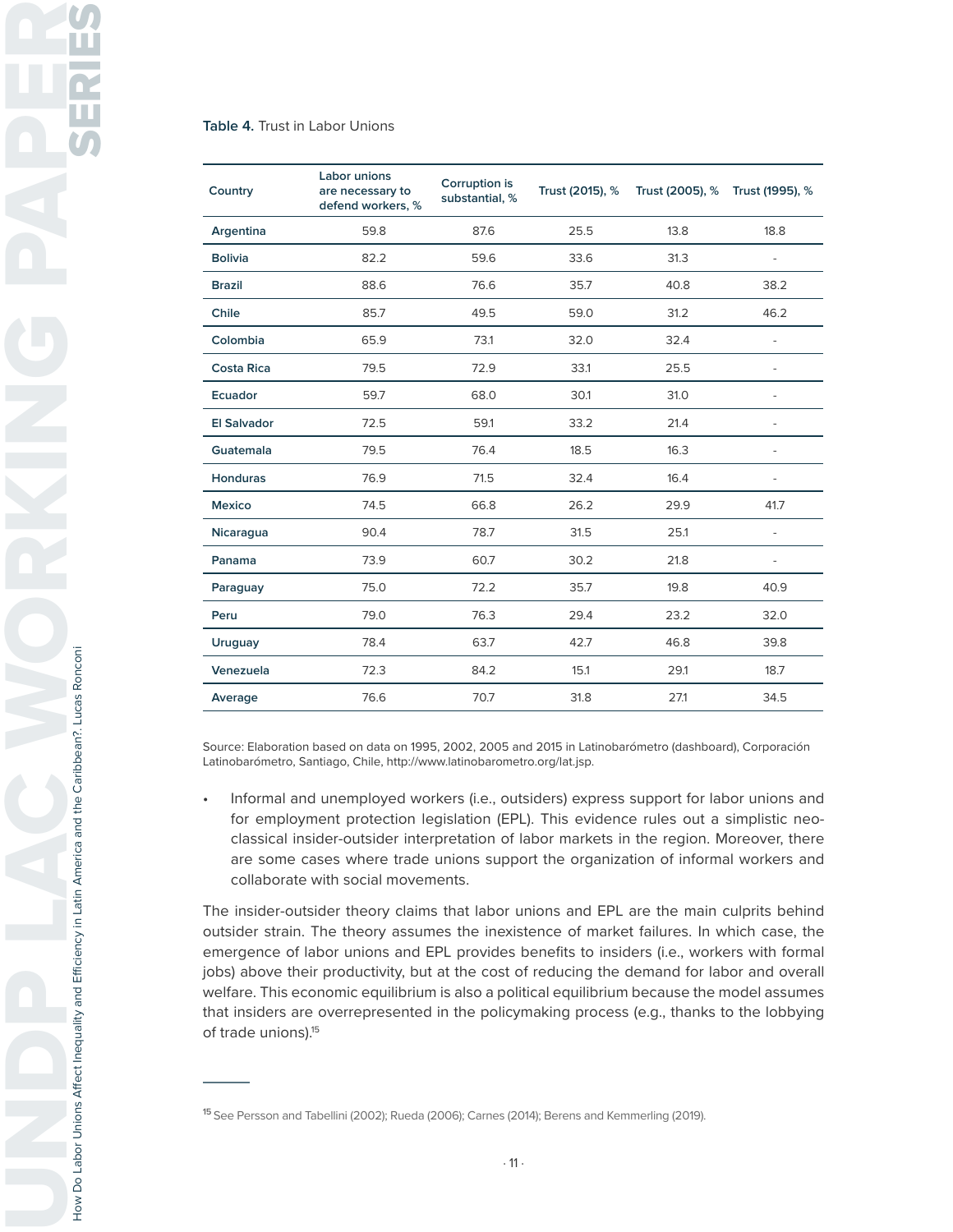**Table 4.** Trust in Labor Unions

| Country | Labor unions are necessary to defend workers, % | Corruption is substantial, % | Trust (2015), % | Trust (2005), % | Trust (1995), % |
|---|---|---|---|---|---|
| Argentina | 59.8 | 87.6 | 25.5 | 13.8 | 18.8 |
| Bolivia | 82.2 | 59.6 | 33.6 | 31.3 | - |
| Brazil | 88.6 | 76.6 | 35.7 | 40.8 | 38.2 |
| Chile | 85.7 | 49.5 | 59.0 | 31.2 | 46.2 |
| Colombia | 65.9 | 73.1 | 32.0 | 32.4 | - |
| Costa Rica | 79.5 | 72.9 | 33.1 | 25.5 | - |
| Ecuador | 59.7 | 68.0 | 30.1 | 31.0 | - |
| El Salvador | 72.5 | 59.1 | 33.2 | 21.4 | - |
| Guatemala | 79.5 | 76.4 | 18.5 | 16.3 | - |
| Honduras | 76.9 | 71.5 | 32.4 | 16.4 | - |
| Mexico | 74.5 | 66.8 | 26.2 | 29.9 | 41.7 |
| Nicaragua | 90.4 | 78.7 | 31.5 | 25.1 | - |
| Panama | 73.9 | 60.7 | 30.2 | 21.8 | - |
| Paraguay | 75.0 | 72.2 | 35.7 | 19.8 | 40.9 |
| Peru | 79.0 | 76.3 | 29.4 | 23.2 | 32.0 |
| Uruguay | 78.4 | 63.7 | 42.7 | 46.8 | 39.8 |
| Venezuela | 72.3 | 84.2 | 15.1 | 29.1 | 18.7 |
| Average | 76.6 | 70.7 | 31.8 | 27.1 | 34.5 |

Source: Elaboration based on data on 1995, 2002, 2005 and 2015 in Latinobarómetro (dashboard), Corporación Latinobarómetro, Santiago, Chile, http://www.latinobarometro.org/lat.jsp.

- Informal and unemployed workers (i.e., outsiders) express support for labor unions and for employment protection legislation (EPL). This evidence rules out a simplistic neo-classical insider-outsider interpretation of labor markets in the region. Moreover, there are some cases where trade unions support the organization of informal workers and collaborate with social movements.

The insider-outsider theory claims that labor unions and EPL are the main culprits behind outsider strain. The theory assumes the inexistence of market failures. In which case, the emergence of labor unions and EPL provides benefits to insiders (i.e., workers with formal jobs) above their productivity, but at the cost of reducing the demand for labor and overall welfare. This economic equilibrium is also a political equilibrium because the model assumes that insiders are overrepresented in the policymaking process (e.g., thanks to the lobbying of trade unions).[15]

---

[15] See Persson and Tabellini (2002); Rueda (2006); Carnes (2014); Berens and Kemmerling (2019).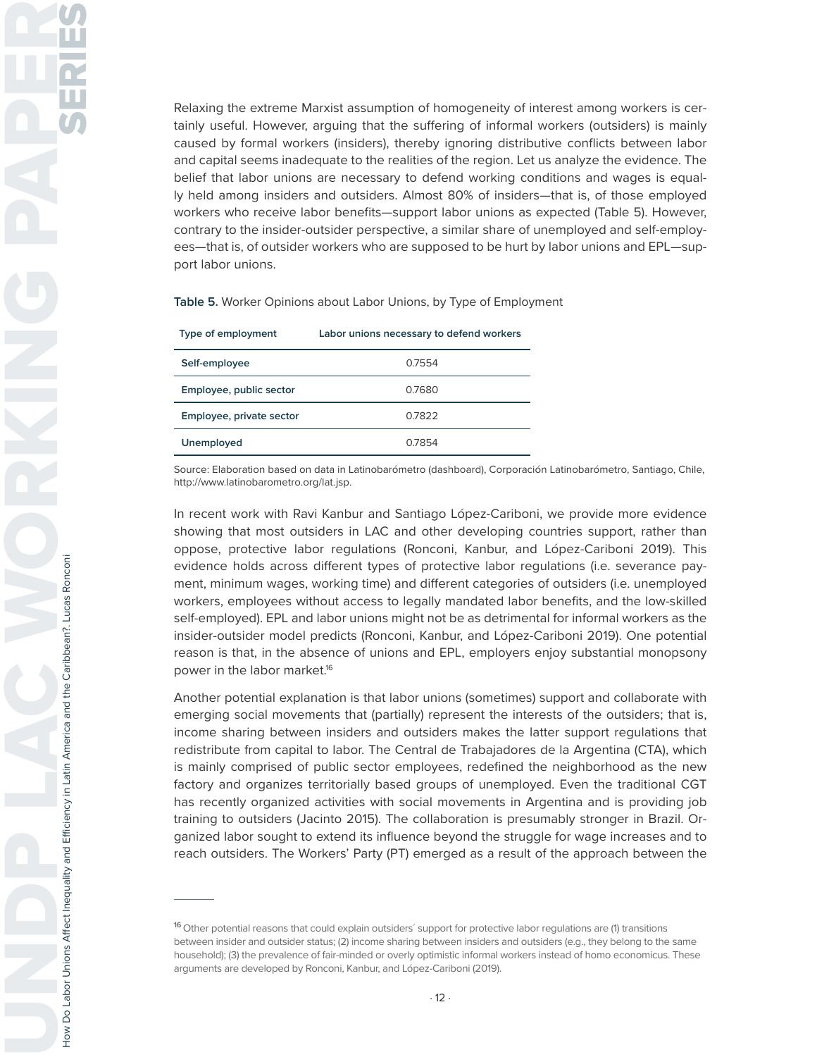Relaxing the extreme Marxist assumption of homogeneity of interest among workers is certainly useful. However, arguing that the suffering of informal workers (outsiders) is mainly caused by formal workers (insiders), thereby ignoring distributive conflicts between labor and capital seems inadequate to the realities of the region. Let us analyze the evidence. The belief that labor unions are necessary to defend working conditions and wages is equally held among insiders and outsiders. Almost 80% of insiders—that is, of those employed workers who receive labor benefits—support labor unions as expected (Table 5). However, contrary to the insider-outsider perspective, a similar share of unemployed and self-employees—that is, of outsider workers who are supposed to be hurt by labor unions and EPL—support labor unions.

**Table 5.** Worker Opinions about Labor Unions, by Type of Employment

| Type of employment | Labor unions necessary to defend workers |
|---|---|
| **Self-employee** | 0.7554 |
| **Employee, public sector** | 0.7680 |
| **Employee, private sector** | 0.7822 |
| **Unemployed** | 0.7854 |

Source: Elaboration based on data in Latinobarómetro (dashboard), Corporación Latinobarómetro, Santiago, Chile, http://www.latinobarometro.org/lat.jsp.

In recent work with Ravi Kanbur and Santiago López-Cariboni, we provide more evidence showing that most outsiders in LAC and other developing countries support, rather than oppose, protective labor regulations (Ronconi, Kanbur, and López-Cariboni 2019). This evidence holds across different types of protective labor regulations (i.e. severance payment, minimum wages, working time) and different categories of outsiders (i.e. unemployed workers, employees without access to legally mandated labor benefits, and the low-skilled self-employed). EPL and labor unions might not be as detrimental for informal workers as the insider-outsider model predicts (Ronconi, Kanbur, and López-Cariboni 2019). One potential reason is that, in the absence of unions and EPL, employers enjoy substantial monopsony power in the labor market.[16]

Another potential explanation is that labor unions (sometimes) support and collaborate with emerging social movements that (partially) represent the interests of the outsiders; that is, income sharing between insiders and outsiders makes the latter support regulations that redistribute from capital to labor. The Central de Trabajadores de la Argentina (CTA), which is mainly comprised of public sector employees, redefined the neighborhood as the new factory and organizes territorially based groups of unemployed. Even the traditional CGT has recently organized activities with social movements in Argentina and is providing job training to outsiders (Jacinto 2015). The collaboration is presumably stronger in Brazil. Organized labor sought to extend its influence beyond the struggle for wage increases and to reach outsiders. The Workers' Party (PT) emerged as a result of the approach between the

---

[16] Other potential reasons that could explain outsiders´ support for protective labor regulations are (1) transitions between insider and outsider status; (2) income sharing between insiders and outsiders (e.g., they belong to the same household); (3) the prevalence of fair-minded or overly optimistic informal workers instead of homo economicus. These arguments are developed by Ronconi, Kanbur, and López-Cariboni (2019).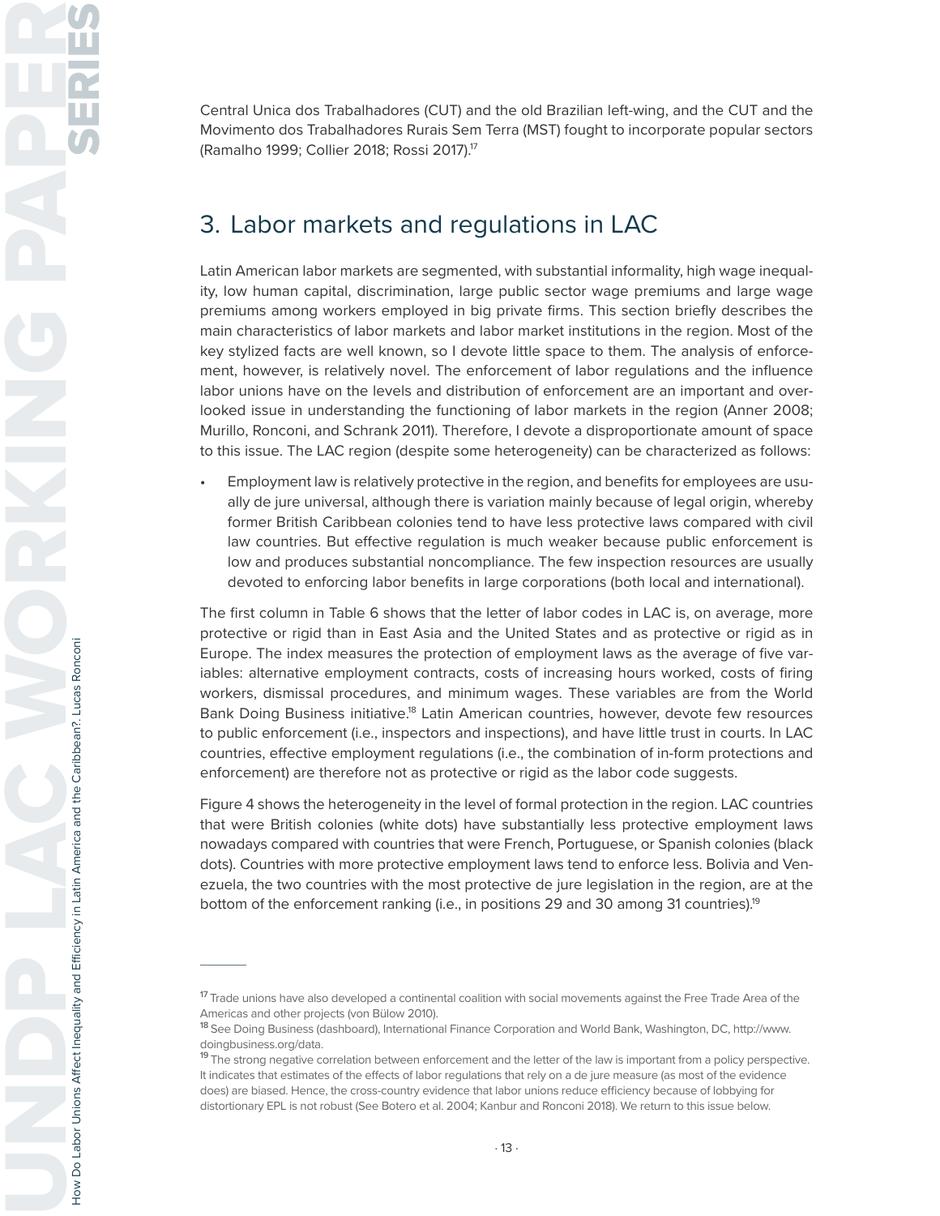Central Unica dos Trabalhadores (CUT) and the old Brazilian left-wing, and the CUT and the Movimento dos Trabalhadores Rurais Sem Terra (MST) fought to incorporate popular sectors (Ramalho 1999; Collier 2018; Rossi 2017).[17]

## 3. Labor markets and regulations in LAC

Latin American labor markets are segmented, with substantial informality, high wage inequality, low human capital, discrimination, large public sector wage premiums and large wage premiums among workers employed in big private firms. This section briefly describes the main characteristics of labor markets and labor market institutions in the region. Most of the key stylized facts are well known, so I devote little space to them. The analysis of enforcement, however, is relatively novel. The enforcement of labor regulations and the influence labor unions have on the levels and distribution of enforcement are an important and overlooked issue in understanding the functioning of labor markets in the region (Anner 2008; Murillo, Ronconi, and Schrank 2011). Therefore, I devote a disproportionate amount of space to this issue. The LAC region (despite some heterogeneity) can be characterized as follows:

- Employment law is relatively protective in the region, and benefits for employees are usually de jure universal, although there is variation mainly because of legal origin, whereby former British Caribbean colonies tend to have less protective laws compared with civil law countries. But effective regulation is much weaker because public enforcement is low and produces substantial noncompliance. The few inspection resources are usually devoted to enforcing labor benefits in large corporations (both local and international).

The first column in Table 6 shows that the letter of labor codes in LAC is, on average, more protective or rigid than in East Asia and the United States and as protective or rigid as in Europe. The index measures the protection of employment laws as the average of five variables: alternative employment contracts, costs of increasing hours worked, costs of firing workers, dismissal procedures, and minimum wages. These variables are from the World Bank Doing Business initiative.[18] Latin American countries, however, devote few resources to public enforcement (i.e., inspectors and inspections), and have little trust in courts. In LAC countries, effective employment regulations (i.e., the combination of in-form protections and enforcement) are therefore not as protective or rigid as the labor code suggests.

Figure 4 shows the heterogeneity in the level of formal protection in the region. LAC countries that were British colonies (white dots) have substantially less protective employment laws nowadays compared with countries that were French, Portuguese, or Spanish colonies (black dots). Countries with more protective employment laws tend to enforce less. Bolivia and Venezuela, the two countries with the most protective de jure legislation in the region, are at the bottom of the enforcement ranking (i.e., in positions 29 and 30 among 31 countries).[19]

---

[17] Trade unions have also developed a continental coalition with social movements against the Free Trade Area of the Americas and other projects (von Bülow 2010).

[18] See Doing Business (dashboard), International Finance Corporation and World Bank, Washington, DC, http://www.doingbusiness.org/data.

[19] The strong negative correlation between enforcement and the letter of the law is important from a policy perspective. It indicates that estimates of the effects of labor regulations that rely on a de jure measure (as most of the evidence does) are biased. Hence, the cross-country evidence that labor unions reduce efficiency because of lobbying for distortionary EPL is not robust (See Botero et al. 2004; Kanbur and Ronconi 2018). We return to this issue below.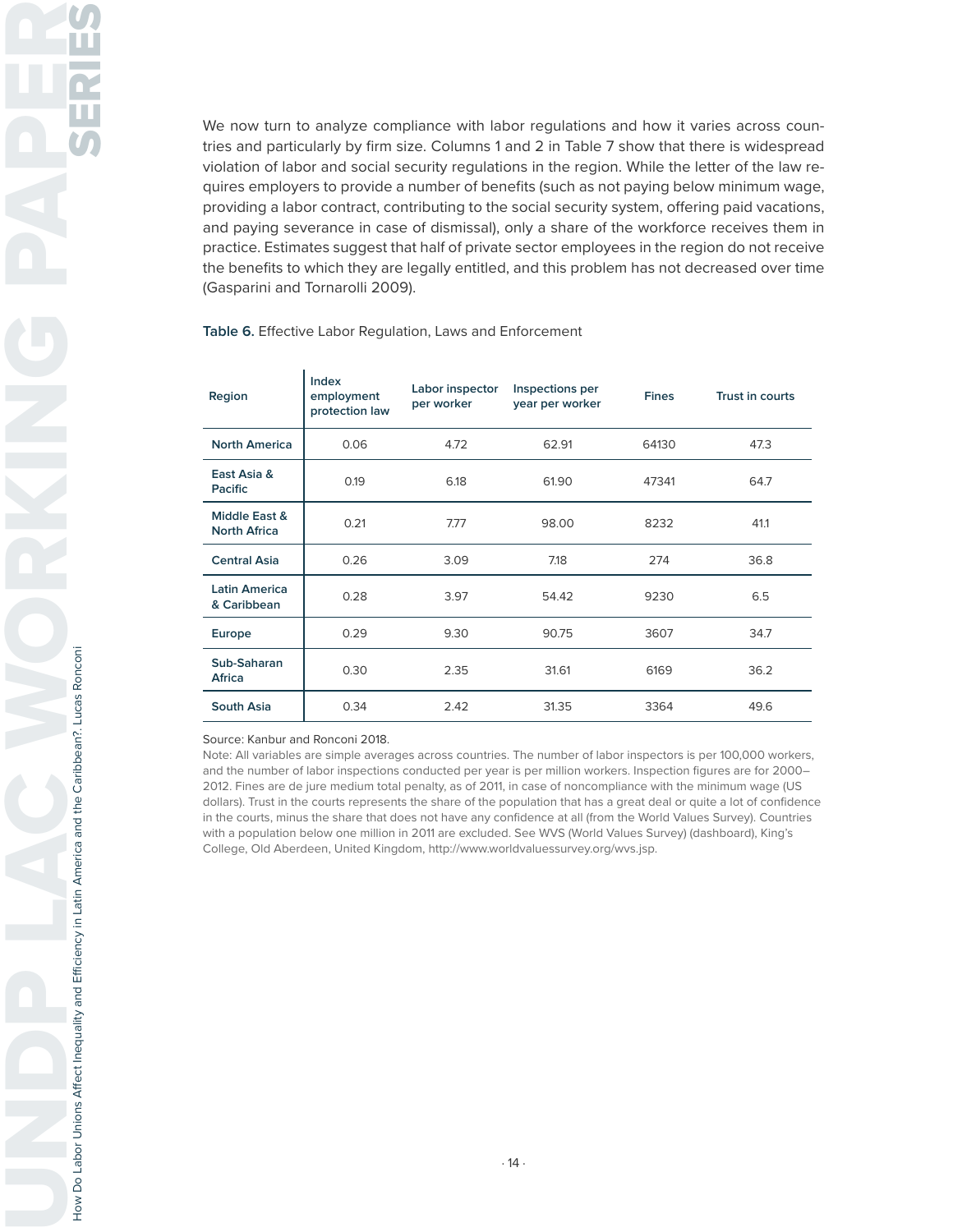We now turn to analyze compliance with labor regulations and how it varies across countries and particularly by firm size. Columns 1 and 2 in Table 7 show that there is widespread violation of labor and social security regulations in the region. While the letter of the law requires employers to provide a number of benefits (such as not paying below minimum wage, providing a labor contract, contributing to the social security system, offering paid vacations, and paying severance in case of dismissal), only a share of the workforce receives them in practice. Estimates suggest that half of private sector employees in the region do not receive the benefits to which they are legally entitled, and this problem has not decreased over time (Gasparini and Tornarolli 2009).

**Table 6.** Effective Labor Regulation, Laws and Enforcement

| Region | Index employment protection law | Labor inspector per worker | Inspections per year per worker | Fines | Trust in courts |
|---|---|---|---|---|---|
| North America | 0.06 | 4.72 | 62.91 | 64130 | 47.3 |
| East Asia & Pacific | 0.19 | 6.18 | 61.90 | 47341 | 64.7 |
| Middle East & North Africa | 0.21 | 7.77 | 98.00 | 8232 | 41.1 |
| Central Asia | 0.26 | 3.09 | 7.18 | 274 | 36.8 |
| Latin America & Caribbean | 0.28 | 3.97 | 54.42 | 9230 | 6.5 |
| Europe | 0.29 | 9.30 | 90.75 | 3607 | 34.7 |
| Sub-Saharan Africa | 0.30 | 2.35 | 31.61 | 6169 | 36.2 |
| South Asia | 0.34 | 2.42 | 31.35 | 3364 | 49.6 |

Source: Kanbur and Ronconi 2018.

Note: All variables are simple averages across countries. The number of labor inspectors is per 100,000 workers, and the number of labor inspections conducted per year is per million workers. Inspection figures are for 2000–2012. Fines are de jure medium total penalty, as of 2011, in case of noncompliance with the minimum wage (US dollars). Trust in the courts represents the share of the population that has a great deal or quite a lot of confidence in the courts, minus the share that does not have any confidence at all (from the World Values Survey). Countries with a population below one million in 2011 are excluded. See WVS (World Values Survey) (dashboard), King's College, Old Aberdeen, United Kingdom, http://www.worldvaluessurvey.org/wvs.jsp.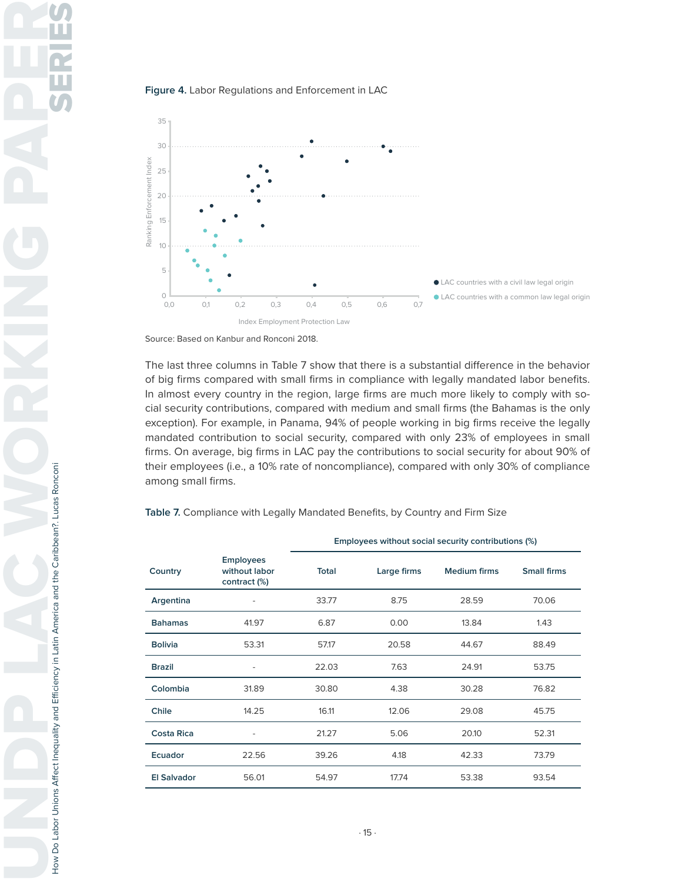**Figure 4.** Labor Regulations and Enforcement in LAC

Source: Based on Kanbur and Ronconi 2018.

The last three columns in Table 7 show that there is a substantial difference in the behavior of big firms compared with small firms in compliance with legally mandated labor benefits. In almost every country in the region, large firms are much more likely to comply with social security contributions, compared with medium and small firms (the Bahamas is the only exception). For example, in Panama, 94% of people working in big firms receive the legally mandated contribution to social security, compared with only 23% of employees in small firms. On average, big firms in LAC pay the contributions to social security for about 90% of their employees (i.e., a 10% rate of noncompliance), compared with only 30% of compliance among small firms.

**Table 7.** Compliance with Legally Mandated Benefits, by Country and Firm Size

| Country | Employees without labor contract (%) | Employees without social security contributions (%) | | | |
|---|---|---|---|---|---|
| | | Total | Large firms | Medium firms | Small firms |
| Argentina | - | 33.77 | 8.75 | 28.59 | 70.06 |
| Bahamas | 41.97 | 6.87 | 0.00 | 13.84 | 1.43 |
| Bolivia | 53.31 | 57.17 | 20.58 | 44.67 | 88.49 |
| Brazil | - | 22.03 | 7.63 | 24.91 | 53.75 |
| Colombia | 31.89 | 30.80 | 4.38 | 30.28 | 76.82 |
| Chile | 14.25 | 16.11 | 12.06 | 29.08 | 45.75 |
| Costa Rica | - | 21.27 | 5.06 | 20.10 | 52.31 |
| Ecuador | 22.56 | 39.26 | 4.18 | 42.33 | 73.79 |
| El Salvador | 56.01 | 54.97 | 17.74 | 53.38 | 93.54 |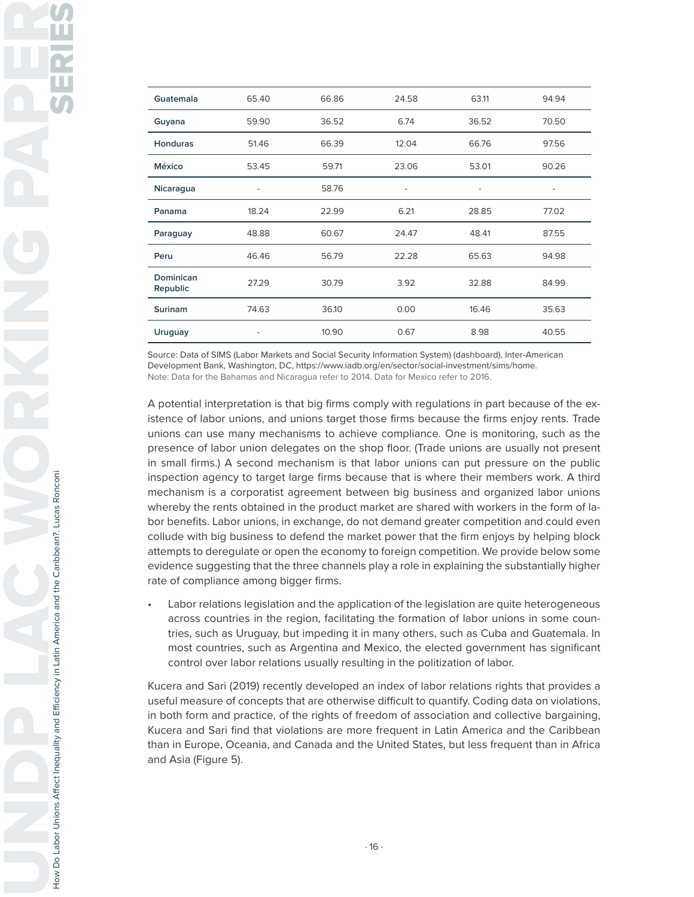| | | | | | |
|---|---|---|---|---|---|
| **Guatemala** | 65.40 | 66.86 | 24.58 | 63.11 | 94.94 |
| **Guyana** | 59.90 | 36.52 | 6.74 | 36.52 | 70.50 |
| **Honduras** | 51.46 | 66.39 | 12.04 | 66.76 | 97.56 |
| **México** | 53.45 | 59.71 | 23.06 | 53.01 | 90.26 |
| **Nicaragua** | - | 58.76 | - | - | - |
| **Panama** | 18.24 | 22.99 | 6.21 | 28.85 | 77.02 |
| **Paraguay** | 48.88 | 60.67 | 24.47 | 48.41 | 87.55 |
| **Peru** | 46.46 | 56.79 | 22.28 | 65.63 | 94.98 |
| **Dominican Republic** | 27.29 | 30.79 | 3.92 | 32.88 | 84.99 |
| **Surinam** | 74.63 | 36.10 | 0.00 | 16.46 | 35.63 |
| **Uruguay** | - | 10.90 | 0.67 | 8.98 | 40.55 |

Source: Data of SIMS (Labor Markets and Social Security Information System) (dashboard), Inter-American Development Bank, Washington, DC, https://www.iadb.org/en/sector/social-investment/sims/home.
Note: Data for the Bahamas and Nicaragua refer to 2014. Data for Mexico refer to 2016.

A potential interpretation is that big firms comply with regulations in part because of the existence of labor unions, and unions target those firms because the firms enjoy rents. Trade unions can use many mechanisms to achieve compliance. One is monitoring, such as the presence of labor union delegates on the shop floor. (Trade unions are usually not present in small firms.) A second mechanism is that labor unions can put pressure on the public inspection agency to target large firms because that is where their members work. A third mechanism is a corporatist agreement between big business and organized labor unions whereby the rents obtained in the product market are shared with workers in the form of labor benefits. Labor unions, in exchange, do not demand greater competition and could even collude with big business to defend the market power that the firm enjoys by helping block attempts to deregulate or open the economy to foreign competition. We provide below some evidence suggesting that the three channels play a role in explaining the substantially higher rate of compliance among bigger firms.

- Labor relations legislation and the application of the legislation are quite heterogeneous across countries in the region, facilitating the formation of labor unions in some countries, such as Uruguay, but impeding it in many others, such as Cuba and Guatemala. In most countries, such as Argentina and Mexico, the elected government has significant control over labor relations usually resulting in the politization of labor.

Kucera and Sari (2019) recently developed an index of labor relations rights that provides a useful measure of concepts that are otherwise difficult to quantify. Coding data on violations, in both form and practice, of the rights of freedom of association and collective bargaining, Kucera and Sari find that violations are more frequent in Latin America and the Caribbean than in Europe, Oceania, and Canada and the United States, but less frequent than in Africa and Asia (Figure 5).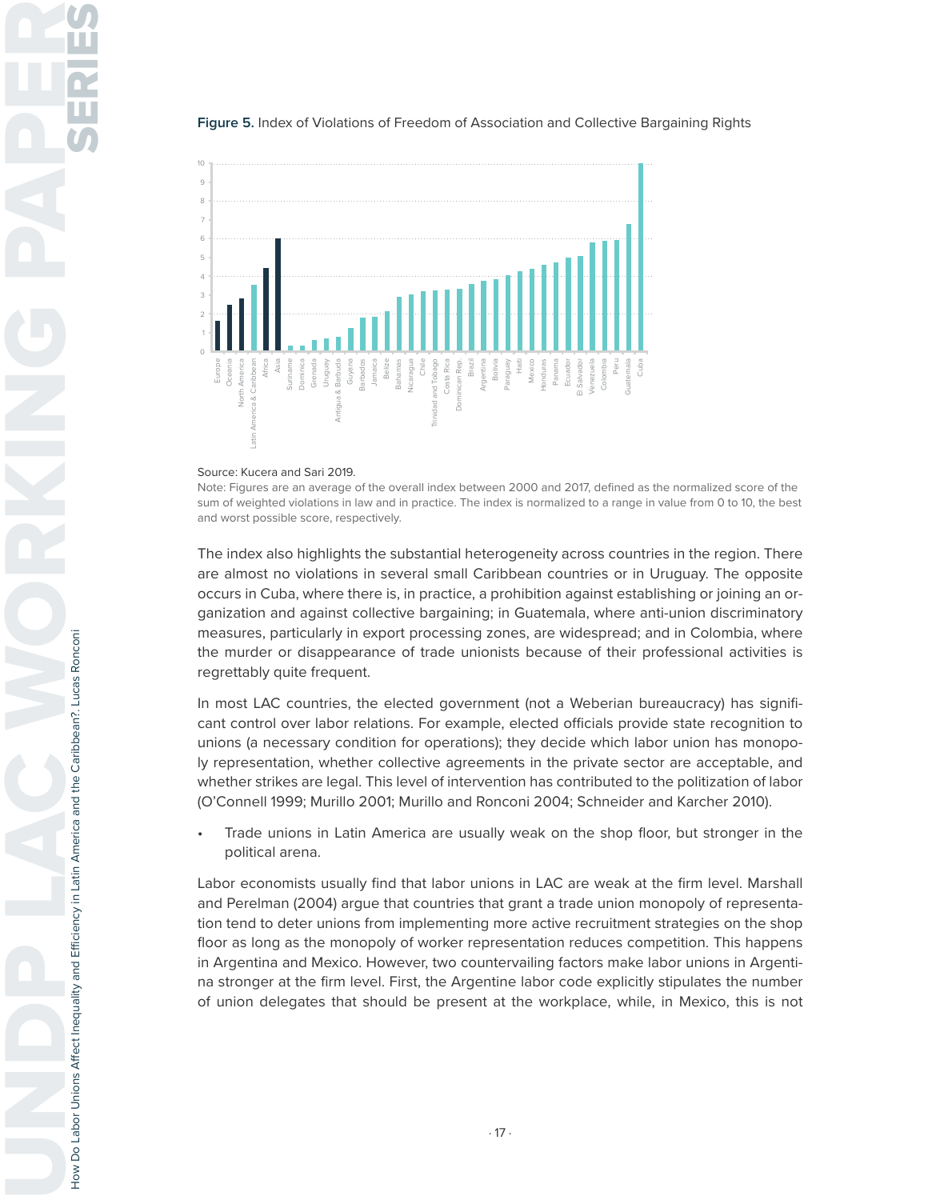**Figure 5.** Index of Violations of Freedom of Association and Collective Bargaining Rights

Source: Kucera and Sari 2019.

Note: Figures are an average of the overall index between 2000 and 2017, defined as the normalized score of the sum of weighted violations in law and in practice. The index is normalized to a range in value from 0 to 10, the best and worst possible score, respectively.

The index also highlights the substantial heterogeneity across countries in the region. There are almost no violations in several small Caribbean countries or in Uruguay. The opposite occurs in Cuba, where there is, in practice, a prohibition against establishing or joining an organization and against collective bargaining; in Guatemala, where anti-union discriminatory measures, particularly in export processing zones, are widespread; and in Colombia, where the murder or disappearance of trade unionists because of their professional activities is regrettably quite frequent.

In most LAC countries, the elected government (not a Weberian bureaucracy) has significant control over labor relations. For example, elected officials provide state recognition to unions (a necessary condition for operations); they decide which labor union has monopoly representation, whether collective agreements in the private sector are acceptable, and whether strikes are legal. This level of intervention has contributed to the politization of labor (O'Connell 1999; Murillo 2001; Murillo and Ronconi 2004; Schneider and Karcher 2010).

- Trade unions in Latin America are usually weak on the shop floor, but stronger in the political arena.

Labor economists usually find that labor unions in LAC are weak at the firm level. Marshall and Perelman (2004) argue that countries that grant a trade union monopoly of representation tend to deter unions from implementing more active recruitment strategies on the shop floor as long as the monopoly of worker representation reduces competition. This happens in Argentina and Mexico. However, two countervailing factors make labor unions in Argentina stronger at the firm level. First, the Argentine labor code explicitly stipulates the number of union delegates that should be present at the workplace, while, in Mexico, this is not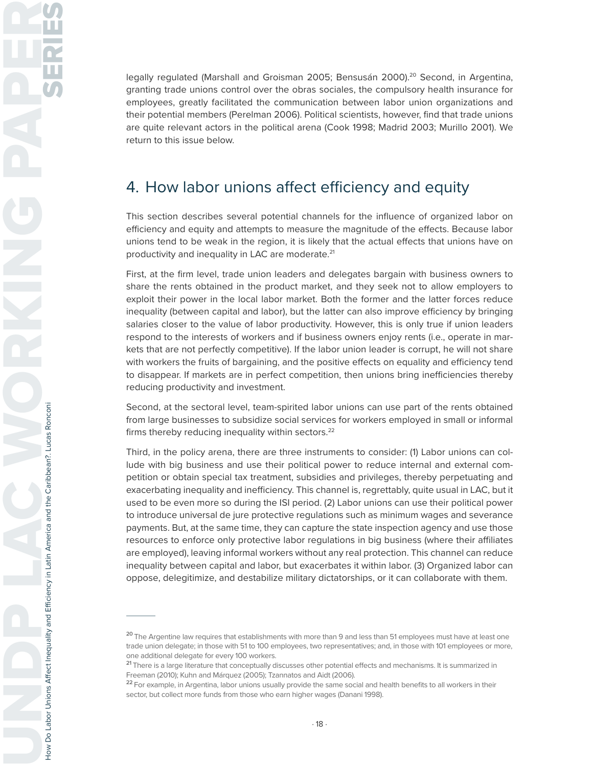legally regulated (Marshall and Groisman 2005; Bensusán 2000).[20] Second, in Argentina, granting trade unions control over the obras sociales, the compulsory health insurance for employees, greatly facilitated the communication between labor union organizations and their potential members (Perelman 2006). Political scientists, however, find that trade unions are quite relevant actors in the political arena (Cook 1998; Madrid 2003; Murillo 2001). We return to this issue below.

## 4. How labor unions affect efficiency and equity

This section describes several potential channels for the influence of organized labor on efficiency and equity and attempts to measure the magnitude of the effects. Because labor unions tend to be weak in the region, it is likely that the actual effects that unions have on productivity and inequality in LAC are moderate.[21]

First, at the firm level, trade union leaders and delegates bargain with business owners to share the rents obtained in the product market, and they seek not to allow employers to exploit their power in the local labor market. Both the former and the latter forces reduce inequality (between capital and labor), but the latter can also improve efficiency by bringing salaries closer to the value of labor productivity. However, this is only true if union leaders respond to the interests of workers and if business owners enjoy rents (i.e., operate in markets that are not perfectly competitive). If the labor union leader is corrupt, he will not share with workers the fruits of bargaining, and the positive effects on equality and efficiency tend to disappear. If markets are in perfect competition, then unions bring inefficiencies thereby reducing productivity and investment.

Second, at the sectoral level, team-spirited labor unions can use part of the rents obtained from large businesses to subsidize social services for workers employed in small or informal firms thereby reducing inequality within sectors.[22]

Third, in the policy arena, there are three instruments to consider: (1) Labor unions can collude with big business and use their political power to reduce internal and external competition or obtain special tax treatment, subsidies and privileges, thereby perpetuating and exacerbating inequality and inefficiency. This channel is, regrettably, quite usual in LAC, but it used to be even more so during the ISI period. (2) Labor unions can use their political power to introduce universal de jure protective regulations such as minimum wages and severance payments. But, at the same time, they can capture the state inspection agency and use those resources to enforce only protective labor regulations in big business (where their affiliates are employed), leaving informal workers without any real protection. This channel can reduce inequality between capital and labor, but exacerbates it within labor. (3) Organized labor can oppose, delegitimize, and destabilize military dictatorships, or it can collaborate with them.

---

[20] The Argentine law requires that establishments with more than 9 and less than 51 employees must have at least one trade union delegate; in those with 51 to 100 employees, two representatives; and, in those with 101 employees or more, one additional delegate for every 100 workers.

[21] There is a large literature that conceptually discusses other potential effects and mechanisms. It is summarized in Freeman (2010); Kuhn and Márquez (2005); Tzannatos and Aidt (2006).

[22] For example, in Argentina, labor unions usually provide the same social and health benefits to all workers in their sector, but collect more funds from those who earn higher wages (Danani 1998).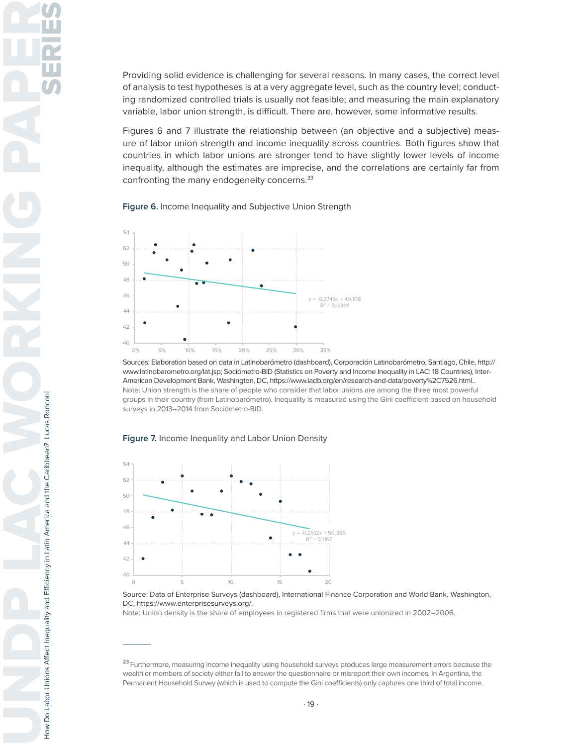Providing solid evidence is challenging for several reasons. In many cases, the correct level of analysis to test hypotheses is at a very aggregate level, such as the country level; conducting randomized controlled trials is usually not feasible; and measuring the main explanatory variable, labor union strength, is difficult. There are, however, some informative results.

Figures 6 and 7 illustrate the relationship between (an objective and a subjective) measure of labor union strength and income inequality across countries. Both figures show that countries in which labor unions are stronger tend to have slightly lower levels of income inequality, although the estimates are imprecise, and the correlations are certainly far from confronting the many endogeneity concerns.[23]

**Figure 6.** Income Inequality and Subjective Union Strength

y = -9,3746x + 49,108
$R^2$ = 0,0344

Sources: Elaboration based on data in Latinobarómetro (dashboard), Corporación Latinobarómetro, Santiago, Chile, http://www.latinobarometro.org/lat.jsp; Sociómetro-BID (Statistics on Poverty and Income Inequality in LAC: 18 Countries), Inter-American Development Bank, Washington, DC, https://www.iadb.org/en/research-and-data/poverty%2C7526.html..
Note: Union strength is the share of people who consider that labor unions are among the three most powerful groups in their country (from Latinobarómetro). Inequality is measured using the Gini coefficient based on household surveys in 2013–2014 from Sociómetro-BID.

**Figure 7.** Income Inequality and Labor Union Density

y = -0,2512x + 50,386
$R^2$ = 0,1167

Source: Data of Enterprise Surveys (dashboard), International Finance Corporation and World Bank, Washington, DC, https://www.enterprisesurveys.org/.
Note: Union density is the share of employees in registered firms that were unionized in 2002–2006.

[23] Furthermore, measuring income inequality using household surveys produces large measurement errors because the wealthier members of society either fail to answer the questionnaire or misreport their own incomes. In Argentina, the Permanent Household Survey (which is used to compute the Gini coefficients) only captures one third of total income.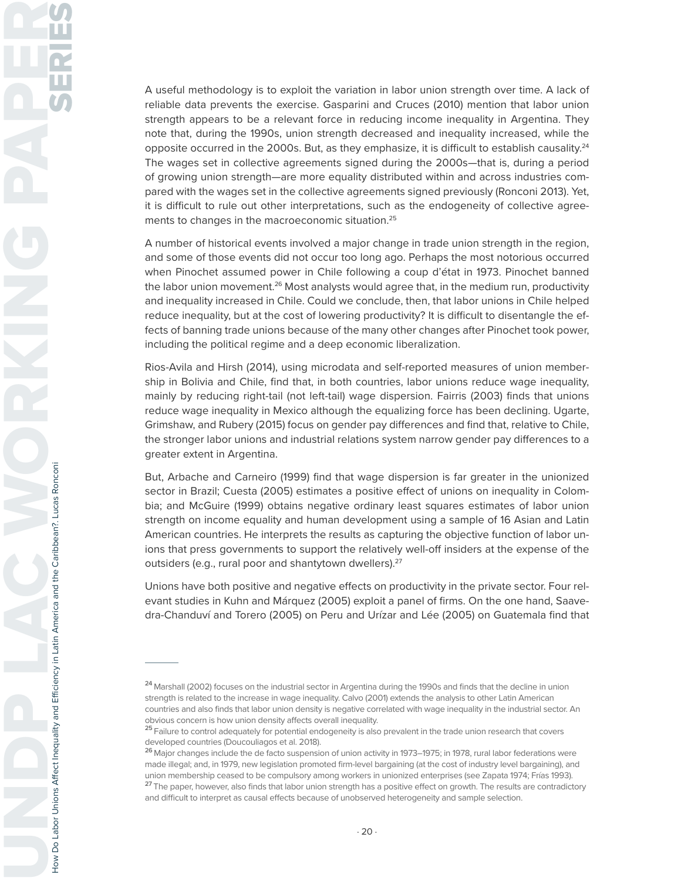A useful methodology is to exploit the variation in labor union strength over time. A lack of reliable data prevents the exercise. Gasparini and Cruces (2010) mention that labor union strength appears to be a relevant force in reducing income inequality in Argentina. They note that, during the 1990s, union strength decreased and inequality increased, while the opposite occurred in the 2000s. But, as they emphasize, it is difficult to establish causality.[24] The wages set in collective agreements signed during the 2000s—that is, during a period of growing union strength—are more equality distributed within and across industries compared with the wages set in the collective agreements signed previously (Ronconi 2013). Yet, it is difficult to rule out other interpretations, such as the endogeneity of collective agreements to changes in the macroeconomic situation.[25]

A number of historical events involved a major change in trade union strength in the region, and some of those events did not occur too long ago. Perhaps the most notorious occurred when Pinochet assumed power in Chile following a coup d'état in 1973. Pinochet banned the labor union movement.[26] Most analysts would agree that, in the medium run, productivity and inequality increased in Chile. Could we conclude, then, that labor unions in Chile helped reduce inequality, but at the cost of lowering productivity? It is difficult to disentangle the effects of banning trade unions because of the many other changes after Pinochet took power, including the political regime and a deep economic liberalization.

Rios-Avila and Hirsh (2014), using microdata and self-reported measures of union membership in Bolivia and Chile, find that, in both countries, labor unions reduce wage inequality, mainly by reducing right-tail (not left-tail) wage dispersion. Fairris (2003) finds that unions reduce wage inequality in Mexico although the equalizing force has been declining. Ugarte, Grimshaw, and Rubery (2015) focus on gender pay differences and find that, relative to Chile, the stronger labor unions and industrial relations system narrow gender pay differences to a greater extent in Argentina.

But, Arbache and Carneiro (1999) find that wage dispersion is far greater in the unionized sector in Brazil; Cuesta (2005) estimates a positive effect of unions on inequality in Colombia; and McGuire (1999) obtains negative ordinary least squares estimates of labor union strength on income equality and human development using a sample of 16 Asian and Latin American countries. He interprets the results as capturing the objective function of labor unions that press governments to support the relatively well-off insiders at the expense of the outsiders (e.g., rural poor and shantytown dwellers).[27]

Unions have both positive and negative effects on productivity in the private sector. Four relevant studies in Kuhn and Márquez (2005) exploit a panel of firms. On the one hand, Saavedra-Chanduví and Torero (2005) on Peru and Urízar and Lée (2005) on Guatemala find that

---

[24] Marshall (2002) focuses on the industrial sector in Argentina during the 1990s and finds that the decline in union strength is related to the increase in wage inequality. Calvo (2001) extends the analysis to other Latin American countries and also finds that labor union density is negative correlated with wage inequality in the industrial sector. An obvious concern is how union density affects overall inequality.

[25] Failure to control adequately for potential endogeneity is also prevalent in the trade union research that covers developed countries (Doucouliagos et al. 2018).

[26] Major changes include the de facto suspension of union activity in 1973–1975; in 1978, rural labor federations were made illegal; and, in 1979, new legislation promoted firm-level bargaining (at the cost of industry level bargaining), and union membership ceased to be compulsory among workers in unionized enterprises (see Zapata 1974; Frías 1993).

[27] The paper, however, also finds that labor union strength has a positive effect on growth. The results are contradictory and difficult to interpret as causal effects because of unobserved heterogeneity and sample selection.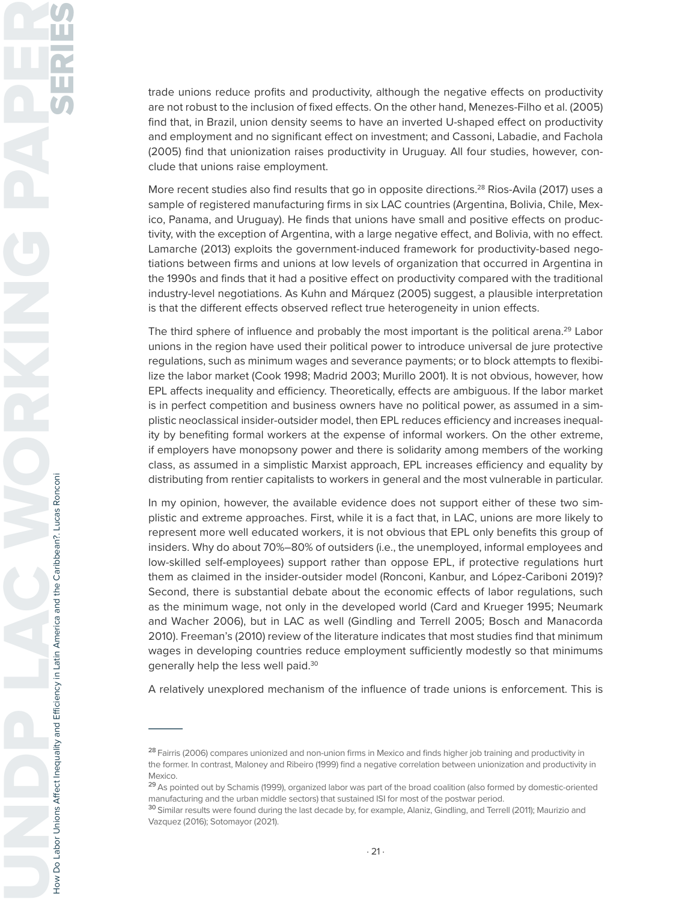trade unions reduce profits and productivity, although the negative effects on productivity are not robust to the inclusion of fixed effects. On the other hand, Menezes-Filho et al. (2005) find that, in Brazil, union density seems to have an inverted U-shaped effect on productivity and employment and no significant effect on investment; and Cassoni, Labadie, and Fachola (2005) find that unionization raises productivity in Uruguay. All four studies, however, conclude that unions raise employment.

More recent studies also find results that go in opposite directions.[28] Rios-Avila (2017) uses a sample of registered manufacturing firms in six LAC countries (Argentina, Bolivia, Chile, Mexico, Panama, and Uruguay). He finds that unions have small and positive effects on productivity, with the exception of Argentina, with a large negative effect, and Bolivia, with no effect. Lamarche (2013) exploits the government-induced framework for productivity-based negotiations between firms and unions at low levels of organization that occurred in Argentina in the 1990s and finds that it had a positive effect on productivity compared with the traditional industry-level negotiations. As Kuhn and Márquez (2005) suggest, a plausible interpretation is that the different effects observed reflect true heterogeneity in union effects.

The third sphere of influence and probably the most important is the political arena.[29] Labor unions in the region have used their political power to introduce universal de jure protective regulations, such as minimum wages and severance payments; or to block attempts to flexibilize the labor market (Cook 1998; Madrid 2003; Murillo 2001). It is not obvious, however, how EPL affects inequality and efficiency. Theoretically, effects are ambiguous. If the labor market is in perfect competition and business owners have no political power, as assumed in a simplistic neoclassical insider-outsider model, then EPL reduces efficiency and increases inequality by benefiting formal workers at the expense of informal workers. On the other extreme, if employers have monopsony power and there is solidarity among members of the working class, as assumed in a simplistic Marxist approach, EPL increases efficiency and equality by distributing from rentier capitalists to workers in general and the most vulnerable in particular.

In my opinion, however, the available evidence does not support either of these two simplistic and extreme approaches. First, while it is a fact that, in LAC, unions are more likely to represent more well educated workers, it is not obvious that EPL only benefits this group of insiders. Why do about 70%–80% of outsiders (i.e., the unemployed, informal employees and low-skilled self-employees) support rather than oppose EPL, if protective regulations hurt them as claimed in the insider-outsider model (Ronconi, Kanbur, and López-Cariboni 2019)? Second, there is substantial debate about the economic effects of labor regulations, such as the minimum wage, not only in the developed world (Card and Krueger 1995; Neumark and Wacher 2006), but in LAC as well (Gindling and Terrell 2005; Bosch and Manacorda 2010). Freeman's (2010) review of the literature indicates that most studies find that minimum wages in developing countries reduce employment sufficiently modestly so that minimums generally help the less well paid.[30]

A relatively unexplored mechanism of the influence of trade unions is enforcement. This is

---

[28] Fairris (2006) compares unionized and non-union firms in Mexico and finds higher job training and productivity in the former. In contrast, Maloney and Ribeiro (1999) find a negative correlation between unionization and productivity in Mexico.

[29] As pointed out by Schamis (1999), organized labor was part of the broad coalition (also formed by domestic-oriented manufacturing and the urban middle sectors) that sustained ISI for most of the postwar period.

[30] Similar results were found during the last decade by, for example, Alaniz, Gindling, and Terrell (2011); Maurizio and Vazquez (2016); Sotomayor (2021).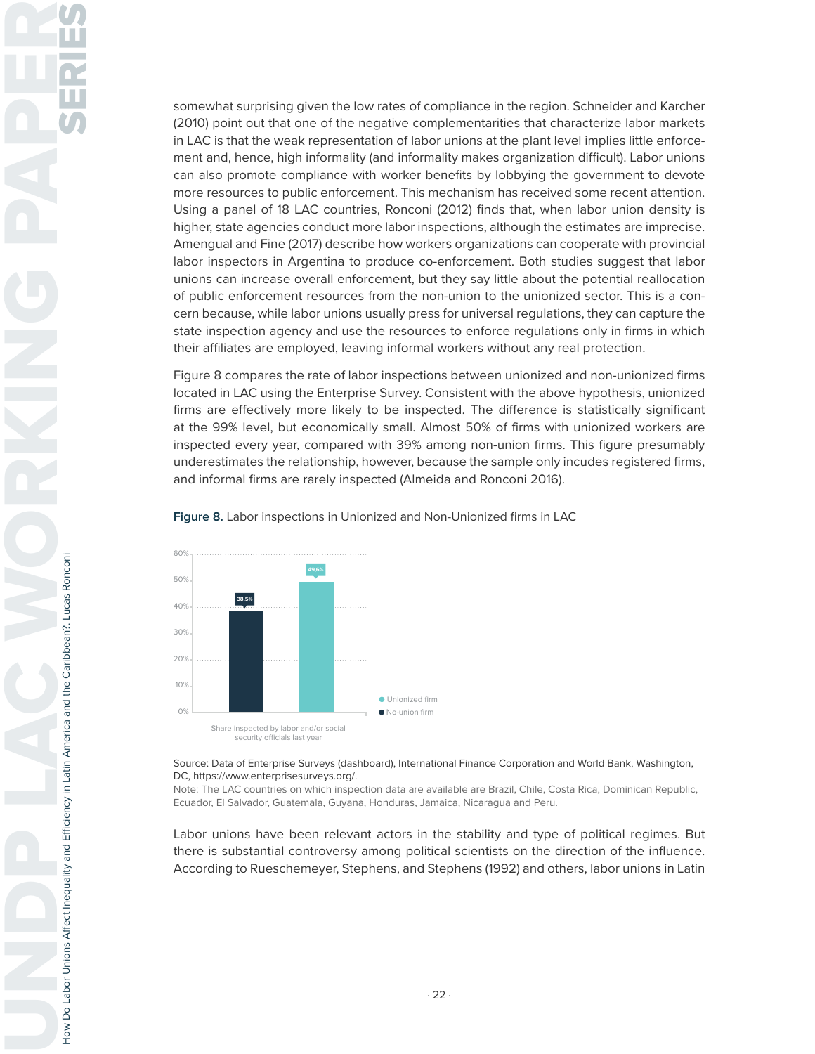somewhat surprising given the low rates of compliance in the region. Schneider and Karcher (2010) point out that one of the negative complementarities that characterize labor markets in LAC is that the weak representation of labor unions at the plant level implies little enforcement and, hence, high informality (and informality makes organization difficult). Labor unions can also promote compliance with worker benefits by lobbying the government to devote more resources to public enforcement. This mechanism has received some recent attention. Using a panel of 18 LAC countries, Ronconi (2012) finds that, when labor union density is higher, state agencies conduct more labor inspections, although the estimates are imprecise. Amengual and Fine (2017) describe how workers organizations can cooperate with provincial labor inspectors in Argentina to produce co-enforcement. Both studies suggest that labor unions can increase overall enforcement, but they say little about the potential reallocation of public enforcement resources from the non-union to the unionized sector. This is a concern because, while labor unions usually press for universal regulations, they can capture the state inspection agency and use the resources to enforce regulations only in firms in which their affiliates are employed, leaving informal workers without any real protection.

Figure 8 compares the rate of labor inspections between unionized and non-unionized firms located in LAC using the Enterprise Survey. Consistent with the above hypothesis, unionized firms are effectively more likely to be inspected. The difference is statistically significant at the 99% level, but economically small. Almost 50% of firms with unionized workers are inspected every year, compared with 39% among non-union firms. This figure presumably underestimates the relationship, however, because the sample only incudes registered firms, and informal firms are rarely inspected (Almeida and Ronconi 2016).

**Figure 8.** Labor inspections in Unionized and Non-Unionized firms in LAC

| Share inspected by labor and/or social security officials last year | |
|---|---|
| No-union firm | 38,5% |
| Unionized firm | 49,6% |

Source: Data of Enterprise Surveys (dashboard), International Finance Corporation and World Bank, Washington, DC, https://www.enterprisesurveys.org/.
Note: The LAC countries on which inspection data are available are Brazil, Chile, Costa Rica, Dominican Republic, Ecuador, El Salvador, Guatemala, Guyana, Honduras, Jamaica, Nicaragua and Peru.

Labor unions have been relevant actors in the stability and type of political regimes. But there is substantial controversy among political scientists on the direction of the influence. According to Rueschemeyer, Stephens, and Stephens (1992) and others, labor unions in Latin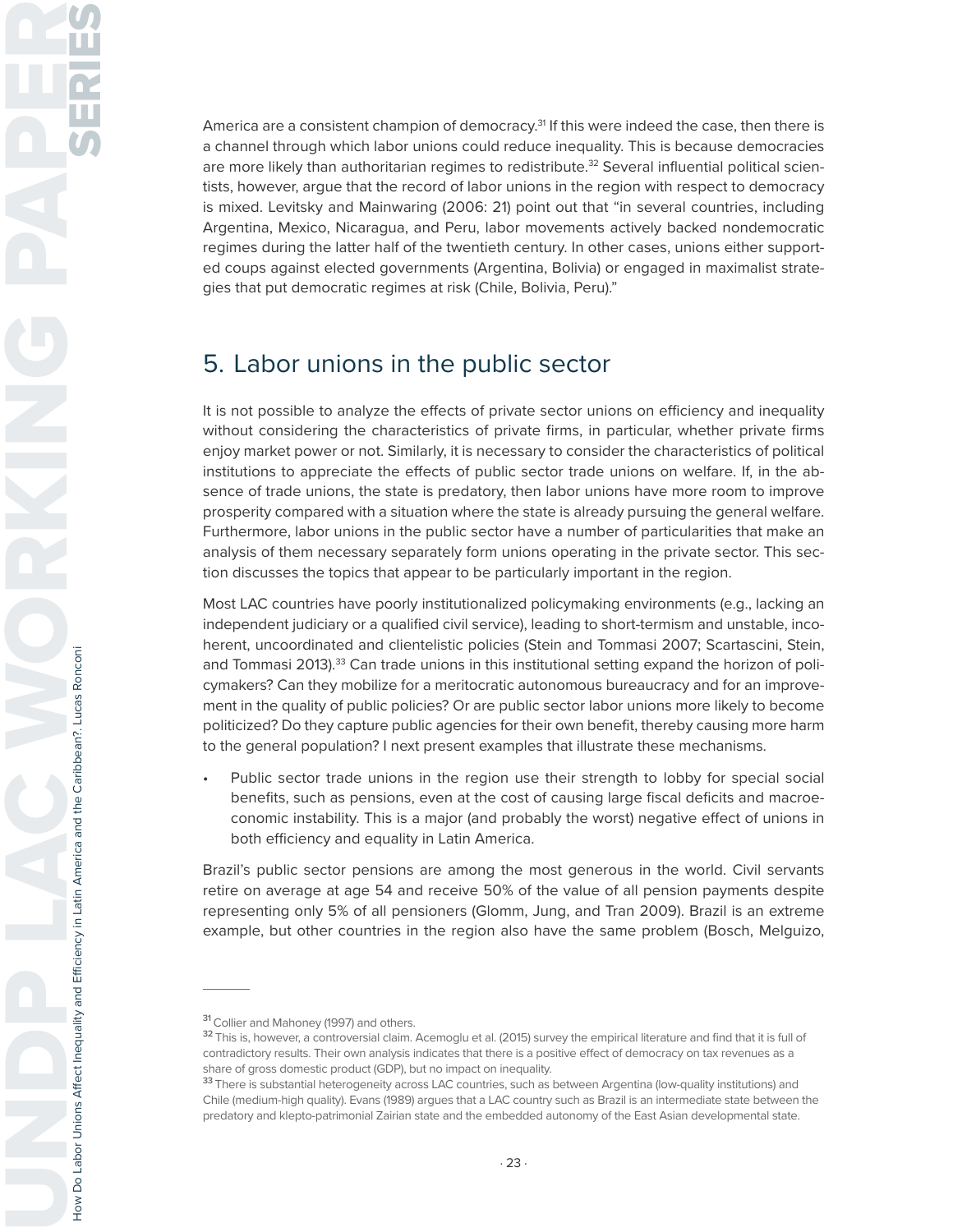America are a consistent champion of democracy.[31] If this were indeed the case, then there is a channel through which labor unions could reduce inequality. This is because democracies are more likely than authoritarian regimes to redistribute.[32] Several influential political scientists, however, argue that the record of labor unions in the region with respect to democracy is mixed. Levitsky and Mainwaring (2006: 21) point out that "in several countries, including Argentina, Mexico, Nicaragua, and Peru, labor movements actively backed nondemocratic regimes during the latter half of the twentieth century. In other cases, unions either supported coups against elected governments (Argentina, Bolivia) or engaged in maximalist strategies that put democratic regimes at risk (Chile, Bolivia, Peru)."

## 5. Labor unions in the public sector

It is not possible to analyze the effects of private sector unions on efficiency and inequality without considering the characteristics of private firms, in particular, whether private firms enjoy market power or not. Similarly, it is necessary to consider the characteristics of political institutions to appreciate the effects of public sector trade unions on welfare. If, in the absence of trade unions, the state is predatory, then labor unions have more room to improve prosperity compared with a situation where the state is already pursuing the general welfare. Furthermore, labor unions in the public sector have a number of particularities that make an analysis of them necessary separately form unions operating in the private sector. This section discusses the topics that appear to be particularly important in the region.

Most LAC countries have poorly institutionalized policymaking environments (e.g., lacking an independent judiciary or a qualified civil service), leading to short-termism and unstable, incoherent, uncoordinated and clientelistic policies (Stein and Tommasi 2007; Scartascini, Stein, and Tommasi 2013).[33] Can trade unions in this institutional setting expand the horizon of policymakers? Can they mobilize for a meritocratic autonomous bureaucracy and for an improvement in the quality of public policies? Or are public sector labor unions more likely to become politicized? Do they capture public agencies for their own benefit, thereby causing more harm to the general population? I next present examples that illustrate these mechanisms.

- Public sector trade unions in the region use their strength to lobby for special social benefits, such as pensions, even at the cost of causing large fiscal deficits and macroeconomic instability. This is a major (and probably the worst) negative effect of unions in both efficiency and equality in Latin America.

Brazil's public sector pensions are among the most generous in the world. Civil servants retire on average at age 54 and receive 50% of the value of all pension payments despite representing only 5% of all pensioners (Glomm, Jung, and Tran 2009). Brazil is an extreme example, but other countries in the region also have the same problem (Bosch, Melguizo,

---

[31] Collier and Mahoney (1997) and others.

[32] This is, however, a controversial claim. Acemoglu et al. (2015) survey the empirical literature and find that it is full of contradictory results. Their own analysis indicates that there is a positive effect of democracy on tax revenues as a share of gross domestic product (GDP), but no impact on inequality.

[33] There is substantial heterogeneity across LAC countries, such as between Argentina (low-quality institutions) and Chile (medium-high quality). Evans (1989) argues that a LAC country such as Brazil is an intermediate state between the predatory and klepto-patrimonial Zairian state and the embedded autonomy of the East Asian developmental state.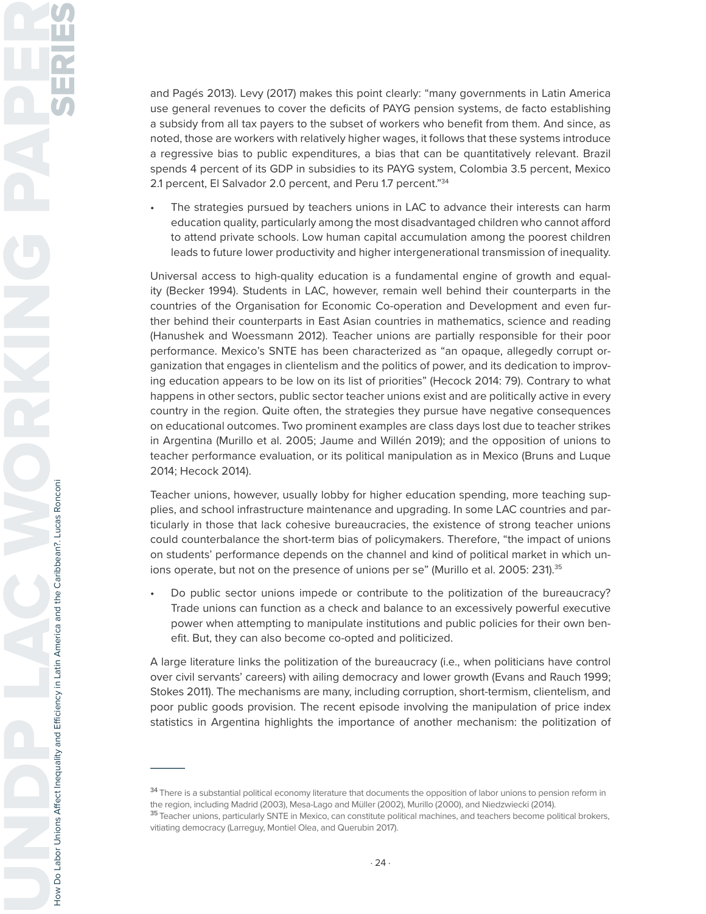and Pagés 2013). Levy (2017) makes this point clearly: "many governments in Latin America use general revenues to cover the deficits of PAYG pension systems, de facto establishing a subsidy from all tax payers to the subset of workers who benefit from them. And since, as noted, those are workers with relatively higher wages, it follows that these systems introduce a regressive bias to public expenditures, a bias that can be quantitatively relevant. Brazil spends 4 percent of its GDP in subsidies to its PAYG system, Colombia 3.5 percent, Mexico 2.1 percent, El Salvador 2.0 percent, and Peru 1.7 percent."[34]

- The strategies pursued by teachers unions in LAC to advance their interests can harm education quality, particularly among the most disadvantaged children who cannot afford to attend private schools. Low human capital accumulation among the poorest children leads to future lower productivity and higher intergenerational transmission of inequality.

Universal access to high-quality education is a fundamental engine of growth and equality (Becker 1994). Students in LAC, however, remain well behind their counterparts in the countries of the Organisation for Economic Co-operation and Development and even further behind their counterparts in East Asian countries in mathematics, science and reading (Hanushek and Woessmann 2012). Teacher unions are partially responsible for their poor performance. Mexico's SNTE has been characterized as "an opaque, allegedly corrupt organization that engages in clientelism and the politics of power, and its dedication to improving education appears to be low on its list of priorities" (Hecock 2014: 79). Contrary to what happens in other sectors, public sector teacher unions exist and are politically active in every country in the region. Quite often, the strategies they pursue have negative consequences on educational outcomes. Two prominent examples are class days lost due to teacher strikes in Argentina (Murillo et al. 2005; Jaume and Willén 2019); and the opposition of unions to teacher performance evaluation, or its political manipulation as in Mexico (Bruns and Luque 2014; Hecock 2014).

Teacher unions, however, usually lobby for higher education spending, more teaching supplies, and school infrastructure maintenance and upgrading. In some LAC countries and particularly in those that lack cohesive bureaucracies, the existence of strong teacher unions could counterbalance the short-term bias of policymakers. Therefore, "the impact of unions on students' performance depends on the channel and kind of political market in which unions operate, but not on the presence of unions per se" (Murillo et al. 2005: 231).[35]

- Do public sector unions impede or contribute to the politization of the bureaucracy? Trade unions can function as a check and balance to an excessively powerful executive power when attempting to manipulate institutions and public policies for their own benefit. But, they can also become co-opted and politicized.

A large literature links the politization of the bureaucracy (i.e., when politicians have control over civil servants' careers) with ailing democracy and lower growth (Evans and Rauch 1999; Stokes 2011). The mechanisms are many, including corruption, short-termism, clientelism, and poor public goods provision. The recent episode involving the manipulation of price index statistics in Argentina highlights the importance of another mechanism: the politization of

---

[34] There is a substantial political economy literature that documents the opposition of labor unions to pension reform in the region, including Madrid (2003), Mesa-Lago and Müller (2002), Murillo (2000), and Niedzwiecki (2014).

[35] Teacher unions, particularly SNTE in Mexico, can constitute political machines, and teachers become political brokers, vitiating democracy (Larreguy, Montiel Olea, and Querubin 2017).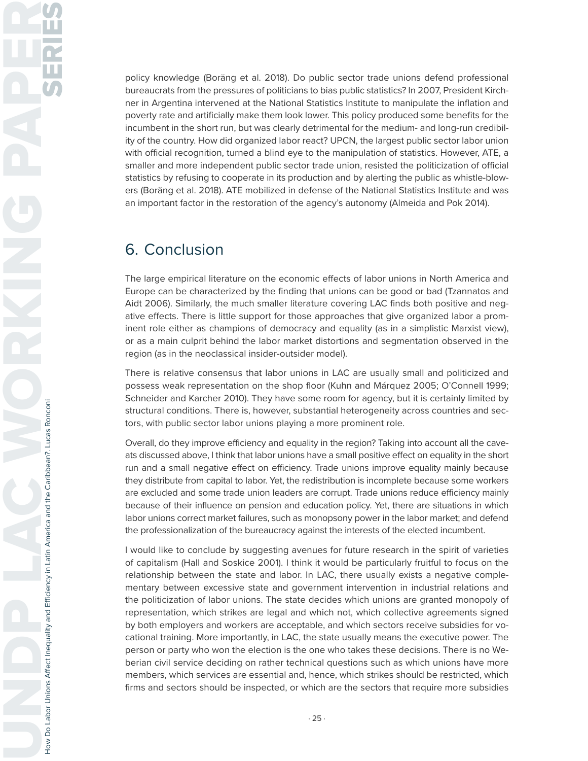policy knowledge (Boräng et al. 2018). Do public sector trade unions defend professional bureaucrats from the pressures of politicians to bias public statistics? In 2007, President Kirchner in Argentina intervened at the National Statistics Institute to manipulate the inflation and poverty rate and artificially make them look lower. This policy produced some benefits for the incumbent in the short run, but was clearly detrimental for the medium- and long-run credibility of the country. How did organized labor react? UPCN, the largest public sector labor union with official recognition, turned a blind eye to the manipulation of statistics. However, ATE, a smaller and more independent public sector trade union, resisted the politicization of official statistics by refusing to cooperate in its production and by alerting the public as whistle-blowers (Boräng et al. 2018). ATE mobilized in defense of the National Statistics Institute and was an important factor in the restoration of the agency's autonomy (Almeida and Pok 2014).

## 6. Conclusion

The large empirical literature on the economic effects of labor unions in North America and Europe can be characterized by the finding that unions can be good or bad (Tzannatos and Aidt 2006). Similarly, the much smaller literature covering LAC finds both positive and negative effects. There is little support for those approaches that give organized labor a prominent role either as champions of democracy and equality (as in a simplistic Marxist view), or as a main culprit behind the labor market distortions and segmentation observed in the region (as in the neoclassical insider-outsider model).

There is relative consensus that labor unions in LAC are usually small and politicized and possess weak representation on the shop floor (Kuhn and Márquez 2005; O'Connell 1999; Schneider and Karcher 2010). They have some room for agency, but it is certainly limited by structural conditions. There is, however, substantial heterogeneity across countries and sectors, with public sector labor unions playing a more prominent role.

Overall, do they improve efficiency and equality in the region? Taking into account all the caveats discussed above, I think that labor unions have a small positive effect on equality in the short run and a small negative effect on efficiency. Trade unions improve equality mainly because they distribute from capital to labor. Yet, the redistribution is incomplete because some workers are excluded and some trade union leaders are corrupt. Trade unions reduce efficiency mainly because of their influence on pension and education policy. Yet, there are situations in which labor unions correct market failures, such as monopsony power in the labor market; and defend the professionalization of the bureaucracy against the interests of the elected incumbent.

I would like to conclude by suggesting avenues for future research in the spirit of varieties of capitalism (Hall and Soskice 2001). I think it would be particularly fruitful to focus on the relationship between the state and labor. In LAC, there usually exists a negative complementary between excessive state and government intervention in industrial relations and the politicization of labor unions. The state decides which unions are granted monopoly of representation, which strikes are legal and which not, which collective agreements signed by both employers and workers are acceptable, and which sectors receive subsidies for vocational training. More importantly, in LAC, the state usually means the executive power. The person or party who won the election is the one who takes these decisions. There is no Weberian civil service deciding on rather technical questions such as which unions have more members, which services are essential and, hence, which strikes should be restricted, which firms and sectors should be inspected, or which are the sectors that require more subsidies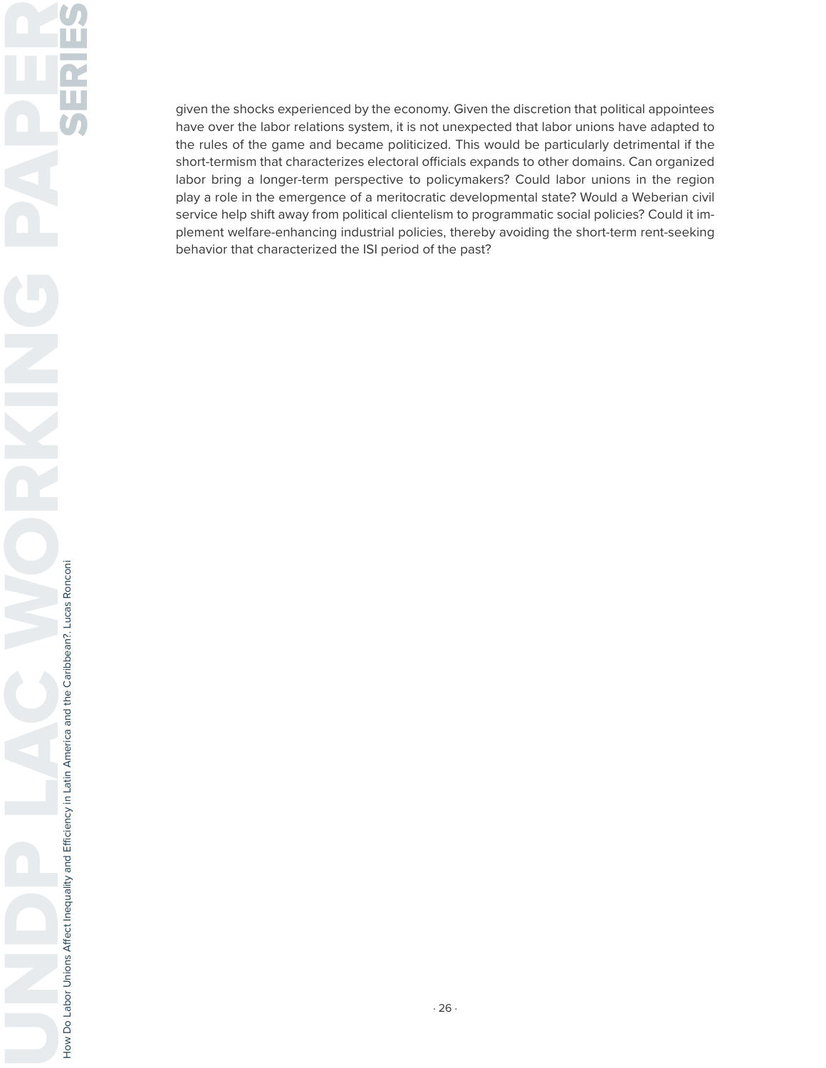given the shocks experienced by the economy. Given the discretion that political appointees have over the labor relations system, it is not unexpected that labor unions have adapted to the rules of the game and became politicized. This would be particularly detrimental if the short-termism that characterizes electoral officials expands to other domains. Can organized labor bring a longer-term perspective to policymakers? Could labor unions in the region play a role in the emergence of a meritocratic developmental state? Would a Weberian civil service help shift away from political clientelism to programmatic social policies? Could it implement welfare-enhancing industrial policies, thereby avoiding the short-term rent-seeking behavior that characterized the ISI period of the past?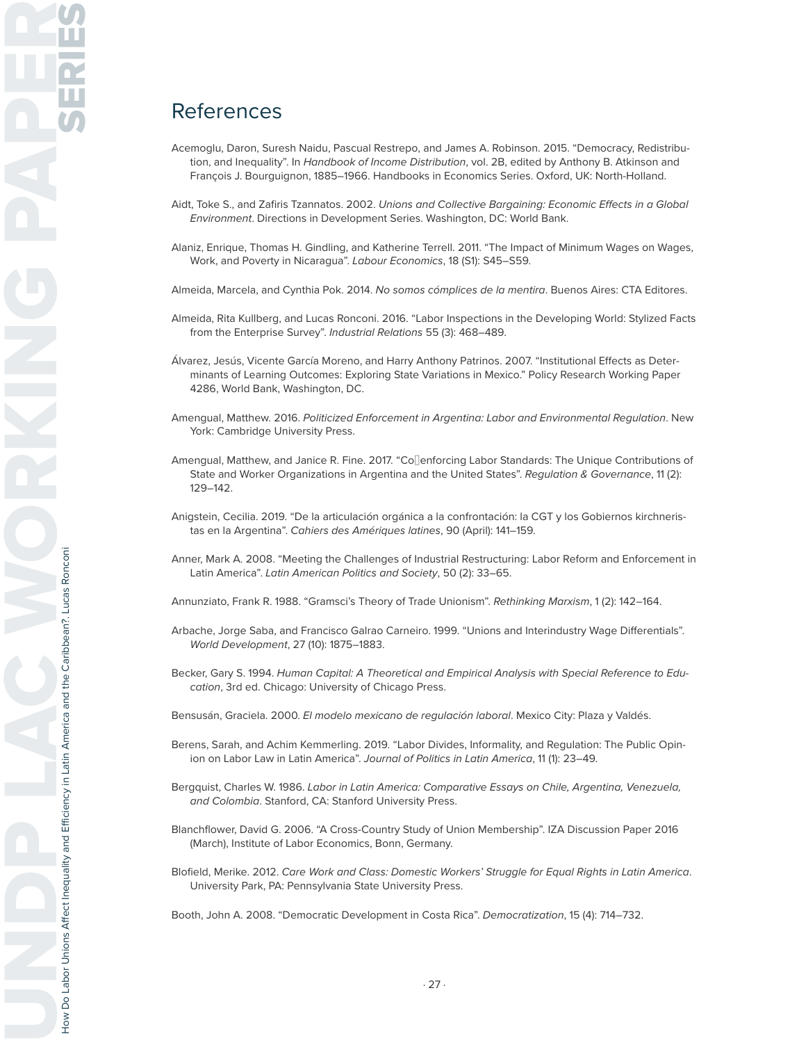# References

Acemoglu, Daron, Suresh Naidu, Pascual Restrepo, and James A. Robinson. 2015. "Democracy, Redistribution, and Inequality". In *Handbook of Income Distribution*, vol. 2B, edited by Anthony B. Atkinson and François J. Bourguignon, 1885–1966. Handbooks in Economics Series. Oxford, UK: North-Holland.

Aidt, Toke S., and Zafiris Tzannatos. 2002. *Unions and Collective Bargaining: Economic Effects in a Global Environment*. Directions in Development Series. Washington, DC: World Bank.

Alaniz, Enrique, Thomas H. Gindling, and Katherine Terrell. 2011. "The Impact of Minimum Wages on Wages, Work, and Poverty in Nicaragua". *Labour Economics*, 18 (S1): S45–S59.

Almeida, Marcela, and Cynthia Pok. 2014. *No somos cómplices de la mentira*. Buenos Aires: CTA Editores.

Almeida, Rita Kullberg, and Lucas Ronconi. 2016. "Labor Inspections in the Developing World: Stylized Facts from the Enterprise Survey". *Industrial Relations* 55 (3): 468–489.

Álvarez, Jesús, Vicente García Moreno, and Harry Anthony Patrinos. 2007. "Institutional Effects as Determinants of Learning Outcomes: Exploring State Variations in Mexico." Policy Research Working Paper 4286, World Bank, Washington, DC.

Amengual, Matthew. 2016. *Politicized Enforcement in Argentina: Labor and Environmental Regulation*. New York: Cambridge University Press.

Amengual, Matthew, and Janice R. Fine. 2017. "Co‐enforcing Labor Standards: The Unique Contributions of State and Worker Organizations in Argentina and the United States". *Regulation & Governance*, 11 (2): 129–142.

Anigstein, Cecilia. 2019. "De la articulación orgánica a la confrontación: la CGT y los Gobiernos kirchneristas en la Argentina". *Cahiers des Amériques latines*, 90 (April): 141–159.

Anner, Mark A. 2008. "Meeting the Challenges of Industrial Restructuring: Labor Reform and Enforcement in Latin America". *Latin American Politics and Society*, 50 (2): 33–65.

Annunziato, Frank R. 1988. "Gramsci's Theory of Trade Unionism". *Rethinking Marxism*, 1 (2): 142–164.

Arbache, Jorge Saba, and Francisco Galrao Carneiro. 1999. "Unions and Interindustry Wage Differentials". *World Development*, 27 (10): 1875–1883.

Becker, Gary S. 1994. *Human Capital: A Theoretical and Empirical Analysis with Special Reference to Education*, 3rd ed. Chicago: University of Chicago Press.

Bensusán, Graciela. 2000. *El modelo mexicano de regulación laboral*. Mexico City: Plaza y Valdés.

Berens, Sarah, and Achim Kemmerling. 2019. "Labor Divides, Informality, and Regulation: The Public Opinion on Labor Law in Latin America". *Journal of Politics in Latin America*, 11 (1): 23–49.

Bergquist, Charles W. 1986. *Labor in Latin America: Comparative Essays on Chile, Argentina, Venezuela, and Colombia*. Stanford, CA: Stanford University Press.

Blanchflower, David G. 2006. "A Cross-Country Study of Union Membership". IZA Discussion Paper 2016 (March), Institute of Labor Economics, Bonn, Germany.

Blofield, Merike. 2012. *Care Work and Class: Domestic Workers' Struggle for Equal Rights in Latin America*. University Park, PA: Pennsylvania State University Press.

Booth, John A. 2008. "Democratic Development in Costa Rica". *Democratization*, 15 (4): 714–732.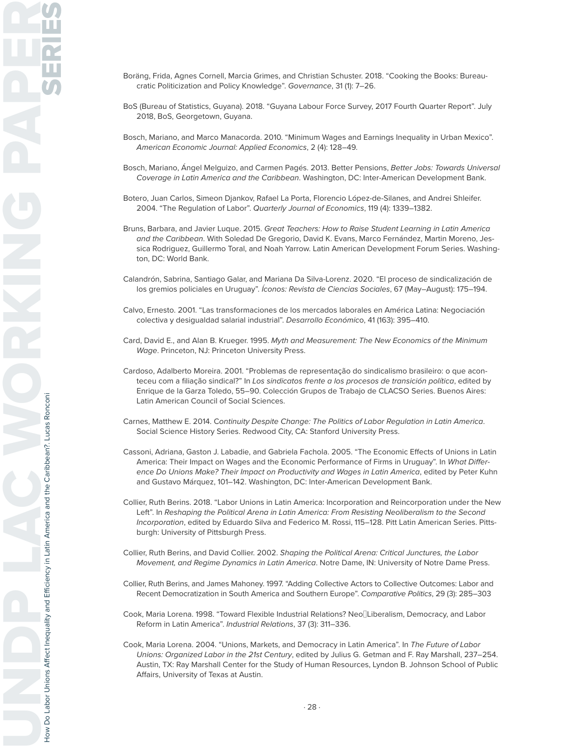Boräng, Frida, Agnes Cornell, Marcia Grimes, and Christian Schuster. 2018. "Cooking the Books: Bureaucratic Politicization and Policy Knowledge". *Governance*, 31 (1): 7–26.

BoS (Bureau of Statistics, Guyana). 2018. "Guyana Labour Force Survey, 2017 Fourth Quarter Report". July 2018, BoS, Georgetown, Guyana.

Bosch, Mariano, and Marco Manacorda. 2010. "Minimum Wages and Earnings Inequality in Urban Mexico". *American Economic Journal: Applied Economics*, 2 (4): 128–49.

Bosch, Mariano, Ángel Melguizo, and Carmen Pagés. 2013. Better Pensions, *Better Jobs: Towards Universal Coverage in Latin America and the Caribbean*. Washington, DC: Inter-American Development Bank.

Botero, Juan Carlos, Simeon Djankov, Rafael La Porta, Florencio López-de-Silanes, and Andrei Shleifer. 2004. "The Regulation of Labor". *Quarterly Journal of Economics*, 119 (4): 1339–1382.

Bruns, Barbara, and Javier Luque. 2015. *Great Teachers: How to Raise Student Learning in Latin America and the Caribbean*. With Soledad De Gregorio, David K. Evans, Marco Fernández, Martin Moreno, Jessica Rodriguez, Guillermo Toral, and Noah Yarrow. Latin American Development Forum Series. Washington, DC: World Bank.

Calandrón, Sabrina, Santiago Galar, and Mariana Da Silva-Lorenz. 2020. "El proceso de sindicalización de los gremios policiales en Uruguay". *Íconos: Revista de Ciencias Sociales*, 67 (May–August): 175–194.

Calvo, Ernesto. 2001. "Las transformaciones de los mercados laborales en América Latina: Negociación colectiva y desigualdad salarial industrial". *Desarrollo Económico*, 41 (163): 395–410.

Card, David E., and Alan B. Krueger. 1995. *Myth and Measurement: The New Economics of the Minimum Wage*. Princeton, NJ: Princeton University Press.

Cardoso, Adalberto Moreira. 2001. "Problemas de representação do sindicalismo brasileiro: o que aconteceu com a filiação sindical?" In *Los sindicatos frente a los procesos de transición política*, edited by Enrique de la Garza Toledo, 55–90. Colección Grupos de Trabajo de CLACSO Series. Buenos Aires: Latin American Council of Social Sciences.

Carnes, Matthew E. 2014. *Continuity Despite Change: The Politics of Labor Regulation in Latin America*. Social Science History Series. Redwood City, CA: Stanford University Press.

Cassoni, Adriana, Gaston J. Labadie, and Gabriela Fachola. 2005. "The Economic Effects of Unions in Latin America: Their Impact on Wages and the Economic Performance of Firms in Uruguay". In *What Difference Do Unions Make? Their Impact on Productivity and Wages in Latin America*, edited by Peter Kuhn and Gustavo Márquez, 101–142. Washington, DC: Inter-American Development Bank.

Collier, Ruth Berins. 2018. "Labor Unions in Latin America: Incorporation and Reincorporation under the New Left". In *Reshaping the Political Arena in Latin America: From Resisting Neoliberalism to the Second Incorporation*, edited by Eduardo Silva and Federico M. Rossi, 115–128. Pitt Latin American Series. Pittsburgh: University of Pittsburgh Press.

Collier, Ruth Berins, and David Collier. 2002. *Shaping the Political Arena: Critical Junctures, the Labor Movement, and Regime Dynamics in Latin America*. Notre Dame, IN: University of Notre Dame Press.

Collier, Ruth Berins, and James Mahoney. 1997. "Adding Collective Actors to Collective Outcomes: Labor and Recent Democratization in South America and Southern Europe". *Comparative Politics*, 29 (3): 285–303

Cook, Maria Lorena. 1998. "Toward Flexible Industrial Relations? Neo‐Liberalism, Democracy, and Labor Reform in Latin America". *Industrial Relations*, 37 (3): 311–336.

Cook, Maria Lorena. 2004. "Unions, Markets, and Democracy in Latin America". In *The Future of Labor Unions: Organized Labor in the 21st Century*, edited by Julius G. Getman and F. Ray Marshall, 237–254. Austin, TX: Ray Marshall Center for the Study of Human Resources, Lyndon B. Johnson School of Public Affairs, University of Texas at Austin.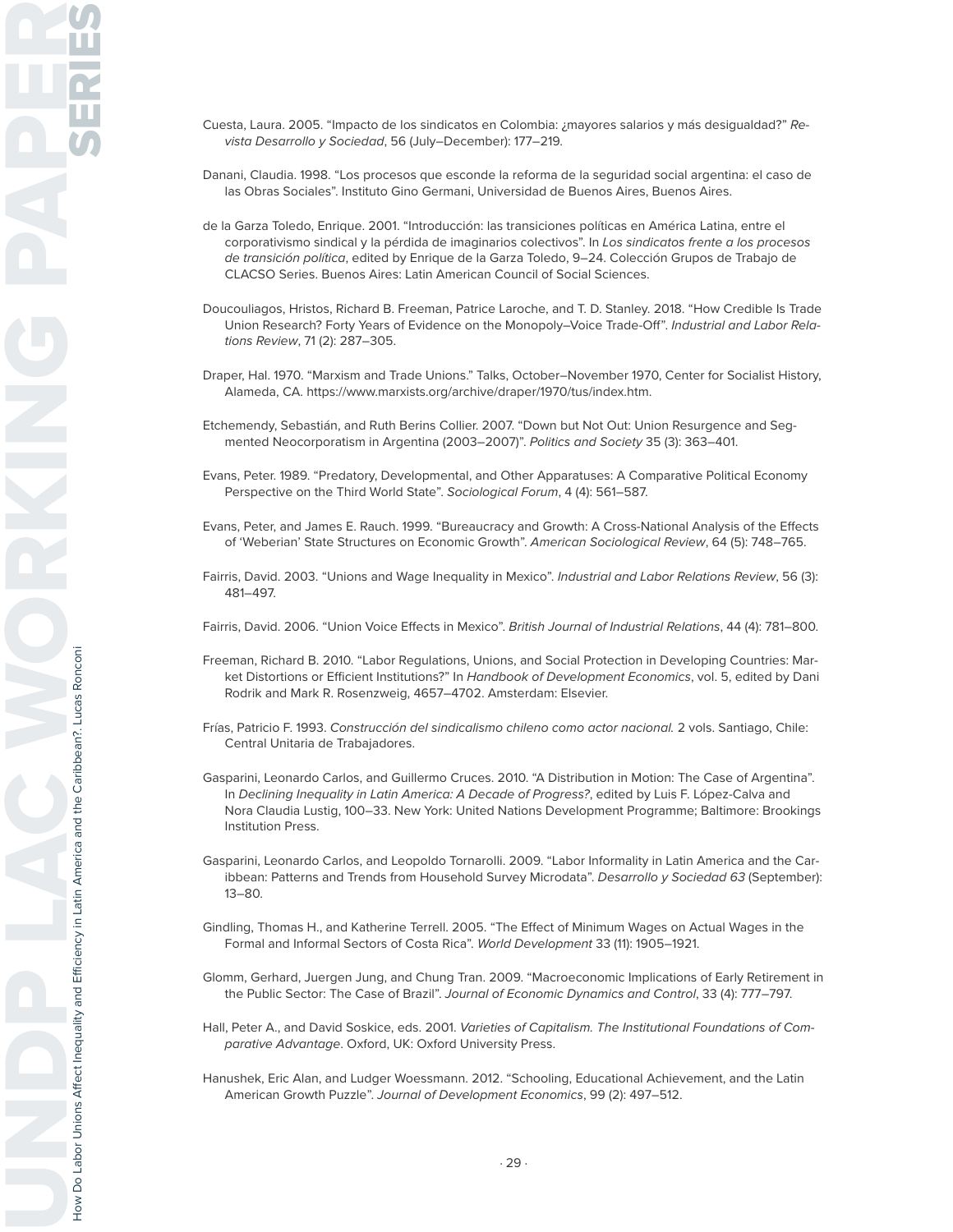Cuesta, Laura. 2005. "Impacto de los sindicatos en Colombia: ¿mayores salarios y más desigualdad?" *Revista Desarrollo y Sociedad*, 56 (July–December): 177–219.

Danani, Claudia. 1998. "Los procesos que esconde la reforma de la seguridad social argentina: el caso de las Obras Sociales". Instituto Gino Germani, Universidad de Buenos Aires, Buenos Aires.

de la Garza Toledo, Enrique. 2001. "Introducción: las transiciones políticas en América Latina, entre el corporativismo sindical y la pérdida de imaginarios colectivos". In *Los sindicatos frente a los procesos de transición política*, edited by Enrique de la Garza Toledo, 9–24. Colección Grupos de Trabajo de CLACSO Series. Buenos Aires: Latin American Council of Social Sciences.

Doucouliagos, Hristos, Richard B. Freeman, Patrice Laroche, and T. D. Stanley. 2018. "How Credible Is Trade Union Research? Forty Years of Evidence on the Monopoly–Voice Trade-Off". *Industrial and Labor Relations Review*, 71 (2): 287–305.

Draper, Hal. 1970. "Marxism and Trade Unions." Talks, October–November 1970, Center for Socialist History, Alameda, CA. https://www.marxists.org/archive/draper/1970/tus/index.htm.

Etchemendy, Sebastián, and Ruth Berins Collier. 2007. "Down but Not Out: Union Resurgence and Segmented Neocorporatism in Argentina (2003–2007)". *Politics and Society* 35 (3): 363–401.

Evans, Peter. 1989. "Predatory, Developmental, and Other Apparatuses: A Comparative Political Economy Perspective on the Third World State". *Sociological Forum*, 4 (4): 561–587.

Evans, Peter, and James E. Rauch. 1999. "Bureaucracy and Growth: A Cross-National Analysis of the Effects of 'Weberian' State Structures on Economic Growth". *American Sociological Review*, 64 (5): 748–765.

Fairris, David. 2003. "Unions and Wage Inequality in Mexico". *Industrial and Labor Relations Review*, 56 (3): 481–497.

Fairris, David. 2006. "Union Voice Effects in Mexico". *British Journal of Industrial Relations*, 44 (4): 781–800.

Freeman, Richard B. 2010. "Labor Regulations, Unions, and Social Protection in Developing Countries: Market Distortions or Efficient Institutions?" In *Handbook of Development Economics*, vol. 5, edited by Dani Rodrik and Mark R. Rosenzweig, 4657–4702. Amsterdam: Elsevier.

Frías, Patricio F. 1993. *Construcción del sindicalismo chileno como actor nacional.* 2 vols. Santiago, Chile: Central Unitaria de Trabajadores.

Gasparini, Leonardo Carlos, and Guillermo Cruces. 2010. "A Distribution in Motion: The Case of Argentina". In *Declining Inequality in Latin America: A Decade of Progress?*, edited by Luis F. López-Calva and Nora Claudia Lustig, 100–33. New York: United Nations Development Programme; Baltimore: Brookings Institution Press.

Gasparini, Leonardo Carlos, and Leopoldo Tornarolli. 2009. "Labor Informality in Latin America and the Caribbean: Patterns and Trends from Household Survey Microdata". *Desarrollo y Sociedad 63* (September): 13–80.

Gindling, Thomas H., and Katherine Terrell. 2005. "The Effect of Minimum Wages on Actual Wages in the Formal and Informal Sectors of Costa Rica". *World Development* 33 (11): 1905–1921.

Glomm, Gerhard, Juergen Jung, and Chung Tran. 2009. "Macroeconomic Implications of Early Retirement in the Public Sector: The Case of Brazil". *Journal of Economic Dynamics and Control*, 33 (4): 777–797.

Hall, Peter A., and David Soskice, eds. 2001. *Varieties of Capitalism. The Institutional Foundations of Comparative Advantage*. Oxford, UK: Oxford University Press.

Hanushek, Eric Alan, and Ludger Woessmann. 2012. "Schooling, Educational Achievement, and the Latin American Growth Puzzle". *Journal of Development Economics*, 99 (2): 497–512.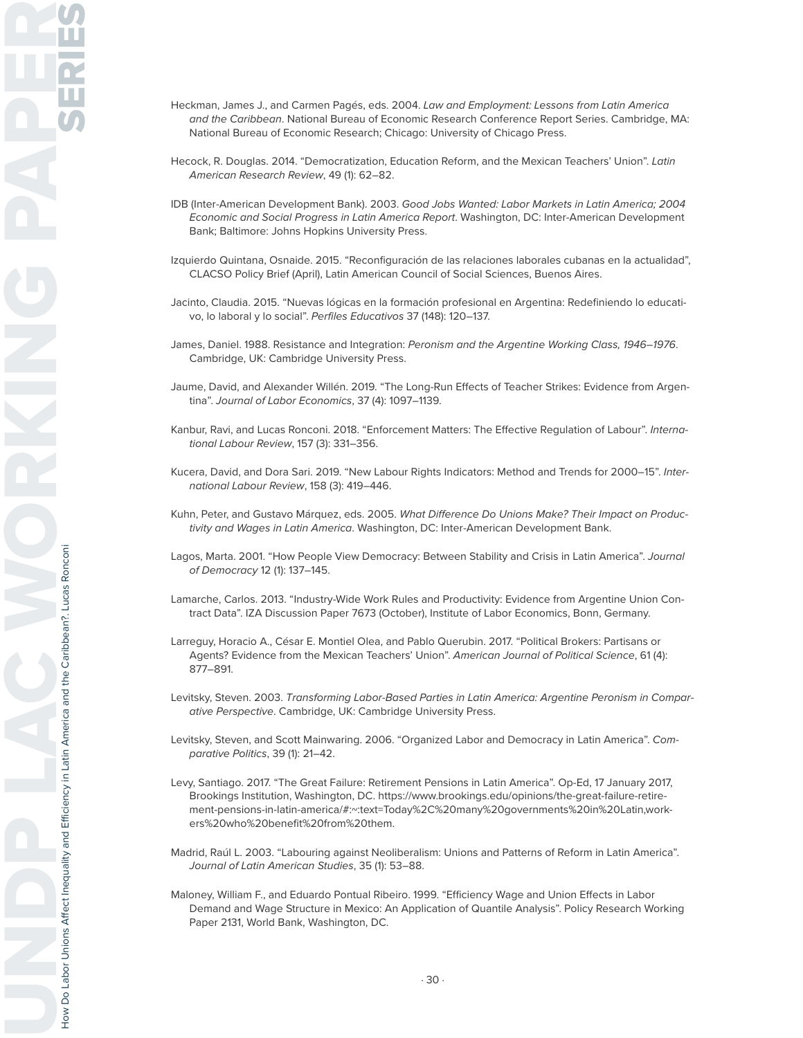Heckman, James J., and Carmen Pagés, eds. 2004. *Law and Employment: Lessons from Latin America and the Caribbean*. National Bureau of Economic Research Conference Report Series. Cambridge, MA: National Bureau of Economic Research; Chicago: University of Chicago Press.

Hecock, R. Douglas. 2014. "Democratization, Education Reform, and the Mexican Teachers' Union". *Latin American Research Review*, 49 (1): 62–82.

IDB (Inter-American Development Bank). 2003. *Good Jobs Wanted: Labor Markets in Latin America; 2004 Economic and Social Progress in Latin America Report*. Washington, DC: Inter-American Development Bank; Baltimore: Johns Hopkins University Press.

Izquierdo Quintana, Osnaide. 2015. "Reconfiguración de las relaciones laborales cubanas en la actualidad", CLACSO Policy Brief (April), Latin American Council of Social Sciences, Buenos Aires.

Jacinto, Claudia. 2015. "Nuevas lógicas en la formación profesional en Argentina: Redefiniendo lo educativo, lo laboral y lo social". *Perfiles Educativos* 37 (148): 120–137.

James, Daniel. 1988. Resistance and Integration: *Peronism and the Argentine Working Class, 1946–1976*. Cambridge, UK: Cambridge University Press.

Jaume, David, and Alexander Willén. 2019. "The Long-Run Effects of Teacher Strikes: Evidence from Argentina". *Journal of Labor Economics*, 37 (4): 1097–1139.

Kanbur, Ravi, and Lucas Ronconi. 2018. "Enforcement Matters: The Effective Regulation of Labour". *International Labour Review*, 157 (3): 331–356.

Kucera, David, and Dora Sari. 2019. "New Labour Rights Indicators: Method and Trends for 2000–15". *International Labour Review*, 158 (3): 419–446.

Kuhn, Peter, and Gustavo Márquez, eds. 2005. *What Difference Do Unions Make? Their Impact on Productivity and Wages in Latin America*. Washington, DC: Inter-American Development Bank.

Lagos, Marta. 2001. "How People View Democracy: Between Stability and Crisis in Latin America". *Journal of Democracy* 12 (1): 137–145.

Lamarche, Carlos. 2013. "Industry-Wide Work Rules and Productivity: Evidence from Argentine Union Contract Data". IZA Discussion Paper 7673 (October), Institute of Labor Economics, Bonn, Germany.

Larreguy, Horacio A., César E. Montiel Olea, and Pablo Querubin. 2017. "Political Brokers: Partisans or Agents? Evidence from the Mexican Teachers' Union". *American Journal of Political Science*, 61 (4): 877–891.

Levitsky, Steven. 2003. *Transforming Labor-Based Parties in Latin America: Argentine Peronism in Comparative Perspective*. Cambridge, UK: Cambridge University Press.

Levitsky, Steven, and Scott Mainwaring. 2006. "Organized Labor and Democracy in Latin America". *Comparative Politics*, 39 (1): 21–42.

Levy, Santiago. 2017. "The Great Failure: Retirement Pensions in Latin America". Op-Ed, 17 January 2017, Brookings Institution, Washington, DC. https://www.brookings.edu/opinions/the-great-failure-retirement-pensions-in-latin-america/#:~:text=Today%2C%20many%20governments%20in%20Latin,workers%20who%20benefit%20from%20them.

Madrid, Raúl L. 2003. "Labouring against Neoliberalism: Unions and Patterns of Reform in Latin America". *Journal of Latin American Studies*, 35 (1): 53–88.

Maloney, William F., and Eduardo Pontual Ribeiro. 1999. "Efficiency Wage and Union Effects in Labor Demand and Wage Structure in Mexico: An Application of Quantile Analysis". Policy Research Working Paper 2131, World Bank, Washington, DC.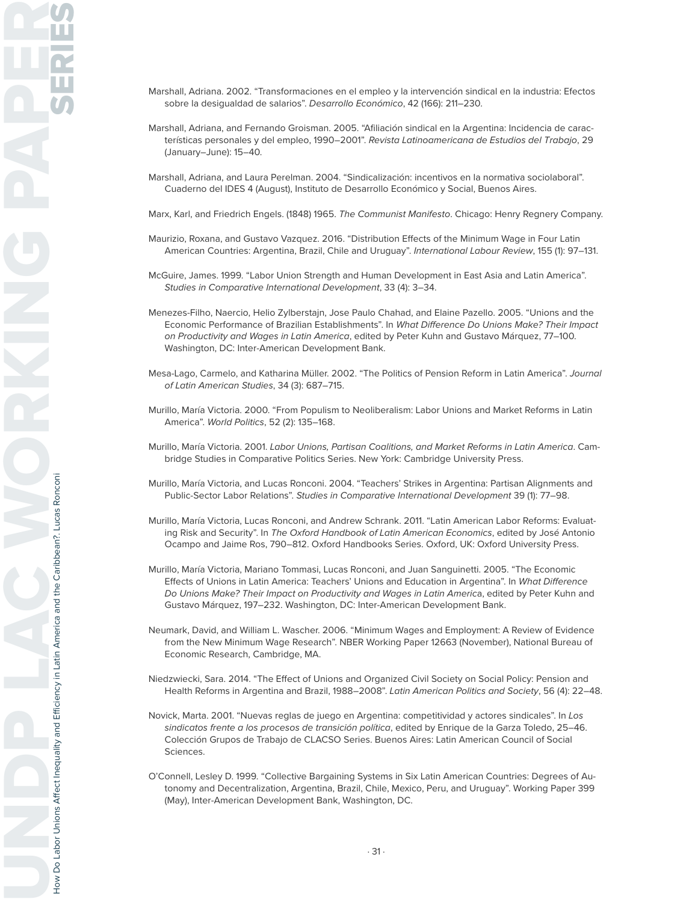Marshall, Adriana. 2002. "Transformaciones en el empleo y la intervención sindical en la industria: Efectos sobre la desigualdad de salarios". *Desarrollo Económico*, 42 (166): 211–230.

Marshall, Adriana, and Fernando Groisman. 2005. "Afiliación sindical en la Argentina: Incidencia de características personales y del empleo, 1990–2001". *Revista Latinoamericana de Estudios del Trabajo*, 29 (January–June): 15–40.

Marshall, Adriana, and Laura Perelman. 2004. "Sindicalización: incentivos en la normativa sociolaboral". Cuaderno del IDES 4 (August), Instituto de Desarrollo Económico y Social, Buenos Aires.

Marx, Karl, and Friedrich Engels. (1848) 1965. *The Communist Manifesto*. Chicago: Henry Regnery Company.

Maurizio, Roxana, and Gustavo Vazquez. 2016. "Distribution Effects of the Minimum Wage in Four Latin American Countries: Argentina, Brazil, Chile and Uruguay". *International Labour Review*, 155 (1): 97–131.

McGuire, James. 1999. "Labor Union Strength and Human Development in East Asia and Latin America". *Studies in Comparative International Development*, 33 (4): 3–34.

Menezes-Filho, Naercio, Helio Zylberstajn, Jose Paulo Chahad, and Elaine Pazello. 2005. "Unions and the Economic Performance of Brazilian Establishments". In *What Difference Do Unions Make? Their Impact on Productivity and Wages in Latin America*, edited by Peter Kuhn and Gustavo Márquez, 77–100. Washington, DC: Inter-American Development Bank.

Mesa-Lago, Carmelo, and Katharina Müller. 2002. "The Politics of Pension Reform in Latin America". *Journal of Latin American Studies*, 34 (3): 687–715.

Murillo, María Victoria. 2000. "From Populism to Neoliberalism: Labor Unions and Market Reforms in Latin America". *World Politics*, 52 (2): 135–168.

Murillo, María Victoria. 2001. *Labor Unions, Partisan Coalitions, and Market Reforms in Latin America*. Cambridge Studies in Comparative Politics Series. New York: Cambridge University Press.

Murillo, María Victoria, and Lucas Ronconi. 2004. "Teachers' Strikes in Argentina: Partisan Alignments and Public-Sector Labor Relations". *Studies in Comparative International Development* 39 (1): 77–98.

Murillo, María Victoria, Lucas Ronconi, and Andrew Schrank. 2011. "Latin American Labor Reforms: Evaluating Risk and Security". In *The Oxford Handbook of Latin American Economics*, edited by José Antonio Ocampo and Jaime Ros, 790–812. Oxford Handbooks Series. Oxford, UK: Oxford University Press.

Murillo, María Victoria, Mariano Tommasi, Lucas Ronconi, and Juan Sanguinetti. 2005. "The Economic Effects of Unions in Latin America: Teachers' Unions and Education in Argentina". In *What Difference Do Unions Make? Their Impact on Productivity and Wages in Latin America*, edited by Peter Kuhn and Gustavo Márquez, 197–232. Washington, DC: Inter-American Development Bank.

Neumark, David, and William L. Wascher. 2006. "Minimum Wages and Employment: A Review of Evidence from the New Minimum Wage Research". NBER Working Paper 12663 (November), National Bureau of Economic Research, Cambridge, MA.

Niedzwiecki, Sara. 2014. "The Effect of Unions and Organized Civil Society on Social Policy: Pension and Health Reforms in Argentina and Brazil, 1988–2008". *Latin American Politics and Society*, 56 (4): 22–48.

Novick, Marta. 2001. "Nuevas reglas de juego en Argentina: competitividad y actores sindicales". In *Los sindicatos frente a los procesos de transición política*, edited by Enrique de la Garza Toledo, 25–46. Colección Grupos de Trabajo de CLACSO Series. Buenos Aires: Latin American Council of Social Sciences.

O'Connell, Lesley D. 1999. "Collective Bargaining Systems in Six Latin American Countries: Degrees of Autonomy and Decentralization, Argentina, Brazil, Chile, Mexico, Peru, and Uruguay". Working Paper 399 (May), Inter-American Development Bank, Washington, DC.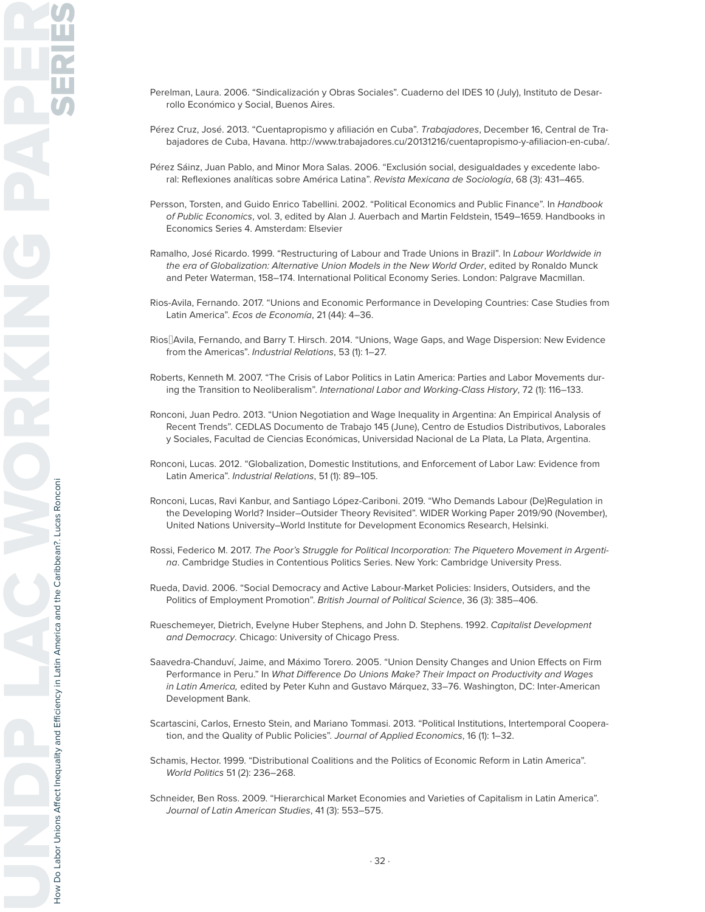Perelman, Laura. 2006. “Sindicalización y Obras Sociales”. Cuaderno del IDES 10 (July), Instituto de Desarrollo Económico y Social, Buenos Aires.

Pérez Cruz, José. 2013. “Cuentapropismo y afiliación en Cuba”. *Trabajadores*, December 16, Central de Trabajadores de Cuba, Havana. http://www.trabajadores.cu/20131216/cuentapropismo-y-afiliacion-en-cuba/.

Pérez Sáinz, Juan Pablo, and Minor Mora Salas. 2006. “Exclusión social, desigualdades y excedente laboral: Reflexiones analíticas sobre América Latina”. *Revista Mexicana de Sociología*, 68 (3): 431–465.

Persson, Torsten, and Guido Enrico Tabellini. 2002. “Political Economics and Public Finance”. In *Handbook of Public Economics*, vol. 3, edited by Alan J. Auerbach and Martin Feldstein, 1549–1659. Handbooks in Economics Series 4. Amsterdam: Elsevier

Ramalho, José Ricardo. 1999. “Restructuring of Labour and Trade Unions in Brazil”. In *Labour Worldwide in the era of Globalization: Alternative Union Models in the New World Order*, edited by Ronaldo Munck and Peter Waterman, 158–174. International Political Economy Series. London: Palgrave Macmillan.

Rios-Avila, Fernando. 2017. “Unions and Economic Performance in Developing Countries: Case Studies from Latin America”. *Ecos de Economía*, 21 (44): 4–36.

Rios‐Avila, Fernando, and Barry T. Hirsch. 2014. “Unions, Wage Gaps, and Wage Dispersion: New Evidence from the Americas”. *Industrial Relations*, 53 (1): 1–27.

Roberts, Kenneth M. 2007. “The Crisis of Labor Politics in Latin America: Parties and Labor Movements during the Transition to Neoliberalism”. *International Labor and Working-Class History*, 72 (1): 116–133.

Ronconi, Juan Pedro. 2013. “Union Negotiation and Wage Inequality in Argentina: An Empirical Analysis of Recent Trends”. CEDLAS Documento de Trabajo 145 (June), Centro de Estudios Distributivos, Laborales y Sociales, Facultad de Ciencias Económicas, Universidad Nacional de La Plata, La Plata, Argentina.

Ronconi, Lucas. 2012. “Globalization, Domestic Institutions, and Enforcement of Labor Law: Evidence from Latin America”. *Industrial Relations*, 51 (1): 89–105.

Ronconi, Lucas, Ravi Kanbur, and Santiago López-Cariboni. 2019. “Who Demands Labour (De)Regulation in the Developing World? Insider–Outsider Theory Revisited”. WIDER Working Paper 2019/90 (November), United Nations University–World Institute for Development Economics Research, Helsinki.

Rossi, Federico M. 2017. *The Poor’s Struggle for Political Incorporation: The Piquetero Movement in Argentina*. Cambridge Studies in Contentious Politics Series. New York: Cambridge University Press.

Rueda, David. 2006. “Social Democracy and Active Labour-Market Policies: Insiders, Outsiders, and the Politics of Employment Promotion”. *British Journal of Political Science*, 36 (3): 385–406.

Rueschemeyer, Dietrich, Evelyne Huber Stephens, and John D. Stephens. 1992. *Capitalist Development and Democracy*. Chicago: University of Chicago Press.

Saavedra-Chanduví, Jaime, and Máximo Torero. 2005. “Union Density Changes and Union Effects on Firm Performance in Peru.” In *What Difference Do Unions Make? Their Impact on Productivity and Wages in Latin America,* edited by Peter Kuhn and Gustavo Márquez, 33–76. Washington, DC: Inter-American Development Bank.

Scartascini, Carlos, Ernesto Stein, and Mariano Tommasi. 2013. “Political Institutions, Intertemporal Cooperation, and the Quality of Public Policies”. *Journal of Applied Economics*, 16 (1): 1–32.

Schamis, Hector. 1999. “Distributional Coalitions and the Politics of Economic Reform in Latin America”. *World Politics* 51 (2): 236–268.

Schneider, Ben Ross. 2009. “Hierarchical Market Economies and Varieties of Capitalism in Latin America”. *Journal of Latin American Studies*, 41 (3): 553–575.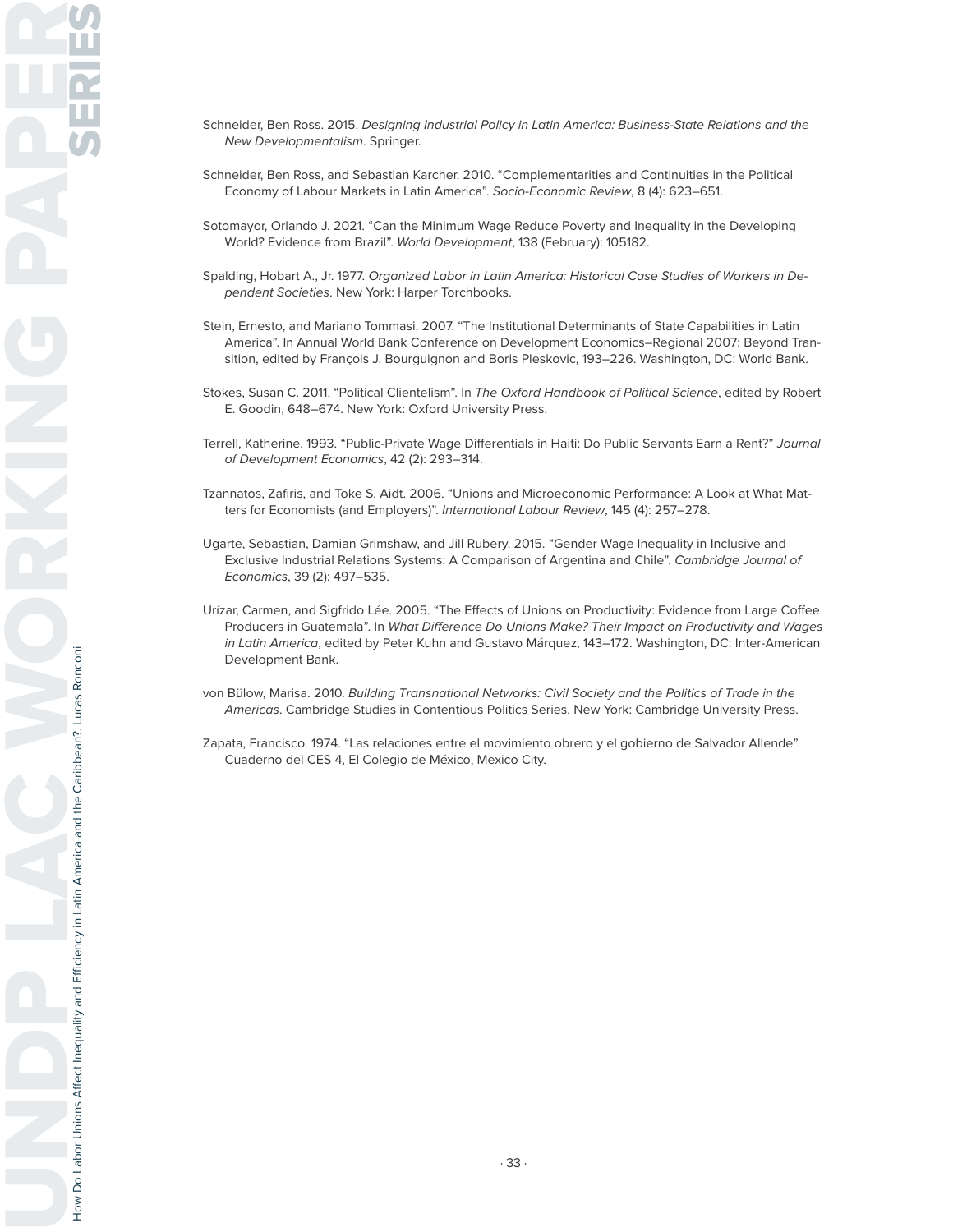Schneider, Ben Ross. 2015. *Designing Industrial Policy in Latin America: Business-State Relations and the New Developmentalism*. Springer.

Schneider, Ben Ross, and Sebastian Karcher. 2010. “Complementarities and Continuities in the Political Economy of Labour Markets in Latin America”. *Socio-Economic Review*, 8 (4): 623–651.

Sotomayor, Orlando J. 2021. “Can the Minimum Wage Reduce Poverty and Inequality in the Developing World? Evidence from Brazil”. *World Development*, 138 (February): 105182.

Spalding, Hobart A., Jr. 1977. *Organized Labor in Latin America: Historical Case Studies of Workers in Dependent Societies*. New York: Harper Torchbooks.

Stein, Ernesto, and Mariano Tommasi. 2007. “The Institutional Determinants of State Capabilities in Latin America”. In Annual World Bank Conference on Development Economics–Regional 2007: Beyond Transition, edited by François J. Bourguignon and Boris Pleskovic, 193–226. Washington, DC: World Bank.

Stokes, Susan C. 2011. “Political Clientelism”. In *The Oxford Handbook of Political Science*, edited by Robert E. Goodin, 648–674. New York: Oxford University Press.

Terrell, Katherine. 1993. “Public-Private Wage Differentials in Haiti: Do Public Servants Earn a Rent?” *Journal of Development Economics*, 42 (2): 293–314.

Tzannatos, Zafiris, and Toke S. Aidt. 2006. “Unions and Microeconomic Performance: A Look at What Matters for Economists (and Employers)”. *International Labour Review*, 145 (4): 257–278.

Ugarte, Sebastian, Damian Grimshaw, and Jill Rubery. 2015. “Gender Wage Inequality in Inclusive and Exclusive Industrial Relations Systems: A Comparison of Argentina and Chile”. *Cambridge Journal of Economics*, 39 (2): 497–535.

Urízar, Carmen, and Sigfrido Lée. 2005. “The Effects of Unions on Productivity: Evidence from Large Coffee Producers in Guatemala”. In *What Difference Do Unions Make? Their Impact on Productivity and Wages in Latin America*, edited by Peter Kuhn and Gustavo Márquez, 143–172. Washington, DC: Inter-American Development Bank.

von Bülow, Marisa. 2010. *Building Transnational Networks: Civil Society and the Politics of Trade in the Americas*. Cambridge Studies in Contentious Politics Series. New York: Cambridge University Press.

Zapata, Francisco. 1974. “Las relaciones entre el movimiento obrero y el gobierno de Salvador Allende”. Cuaderno del CES 4, El Colegio de México, Mexico City.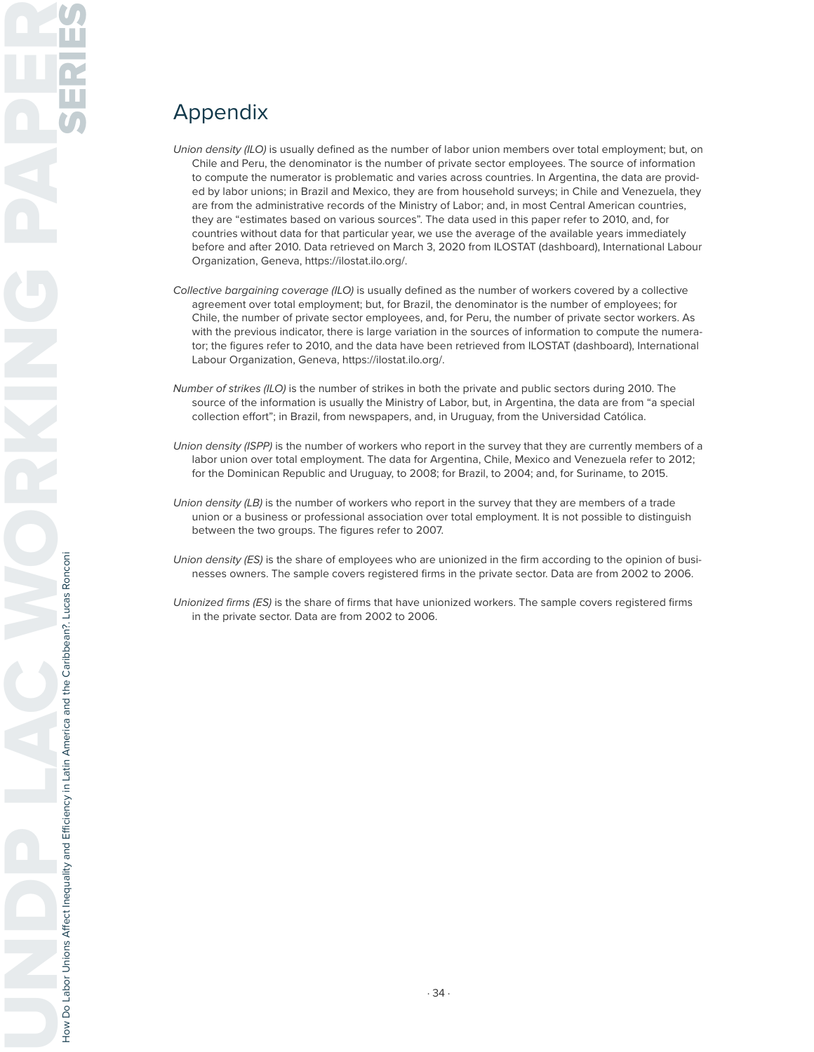# Appendix

*Union density (ILO)* is usually defined as the number of labor union members over total employment; but, on Chile and Peru, the denominator is the number of private sector employees. The source of information to compute the numerator is problematic and varies across countries. In Argentina, the data are provided by labor unions; in Brazil and Mexico, they are from household surveys; in Chile and Venezuela, they are from the administrative records of the Ministry of Labor; and, in most Central American countries, they are "estimates based on various sources". The data used in this paper refer to 2010, and, for countries without data for that particular year, we use the average of the available years immediately before and after 2010. Data retrieved on March 3, 2020 from ILOSTAT (dashboard), International Labour Organization, Geneva, https://ilostat.ilo.org/.

*Collective bargaining coverage (ILO)* is usually defined as the number of workers covered by a collective agreement over total employment; but, for Brazil, the denominator is the number of employees; for Chile, the number of private sector employees, and, for Peru, the number of private sector workers. As with the previous indicator, there is large variation in the sources of information to compute the numerator; the figures refer to 2010, and the data have been retrieved from ILOSTAT (dashboard), International Labour Organization, Geneva, https://ilostat.ilo.org/.

*Number of strikes (ILO)* is the number of strikes in both the private and public sectors during 2010. The source of the information is usually the Ministry of Labor, but, in Argentina, the data are from "a special collection effort"; in Brazil, from newspapers, and, in Uruguay, from the Universidad Católica.

*Union density (ISPP)* is the number of workers who report in the survey that they are currently members of a labor union over total employment. The data for Argentina, Chile, Mexico and Venezuela refer to 2012; for the Dominican Republic and Uruguay, to 2008; for Brazil, to 2004; and, for Suriname, to 2015.

*Union density (LB)* is the number of workers who report in the survey that they are members of a trade union or a business or professional association over total employment. It is not possible to distinguish between the two groups. The figures refer to 2007.

*Union density (ES)* is the share of employees who are unionized in the firm according to the opinion of businesses owners. The sample covers registered firms in the private sector. Data are from 2002 to 2006.

*Unionized firms (ES)* is the share of firms that have unionized workers. The sample covers registered firms in the private sector. Data are from 2002 to 2006.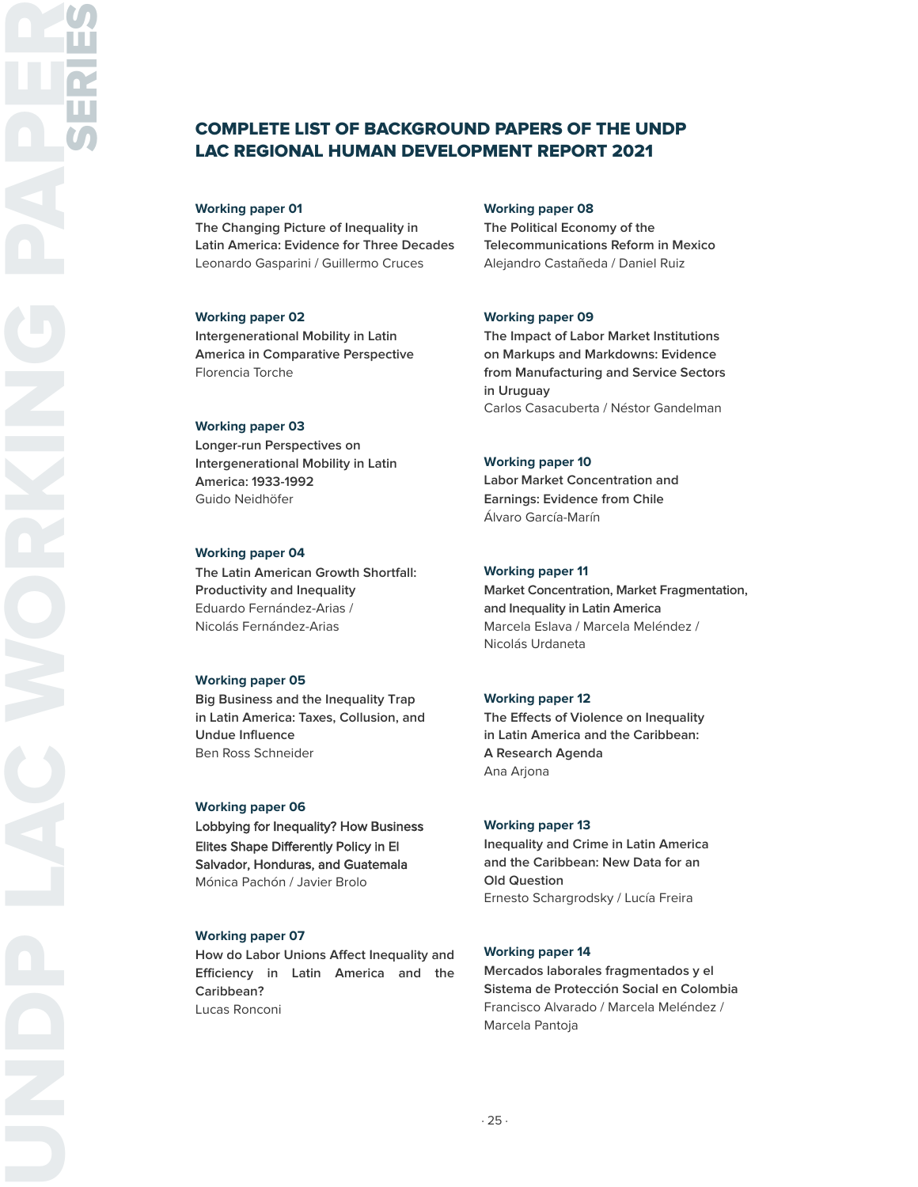# COMPLETE LIST OF BACKGROUND PAPERS OF THE UNDP LAC REGIONAL HUMAN DEVELOPMENT REPORT 2021

**Working paper 01**
The Changing Picture of Inequality in Latin America: Evidence for Three Decades
Leonardo Gasparini / Guillermo Cruces

**Working paper 02**
Intergenerational Mobility in Latin America in Comparative Perspective
Florencia Torche

**Working paper 03**
Longer-run Perspectives on Intergenerational Mobility in Latin America: 1933-1992
Guido Neidhöfer

**Working paper 04**
The Latin American Growth Shortfall: Productivity and Inequality
Eduardo Fernández-Arias / Nicolás Fernández-Arias

**Working paper 05**
Big Business and the Inequality Trap in Latin America: Taxes, Collusion, and Undue Influence
Ben Ross Schneider

**Working paper 06**
Lobbying for Inequality? How Business Elites Shape Differently Policy in El Salvador, Honduras, and Guatemala
Mónica Pachón / Javier Brolo

**Working paper 07**
How do Labor Unions Affect Inequality and Efficiency in Latin America and the Caribbean?
Lucas Ronconi

**Working paper 08**
The Political Economy of the Telecommunications Reform in Mexico
Alejandro Castañeda / Daniel Ruiz

**Working paper 09**
The Impact of Labor Market Institutions on Markups and Markdowns: Evidence from Manufacturing and Service Sectors in Uruguay
Carlos Casacuberta / Néstor Gandelman

**Working paper 10**
Labor Market Concentration and Earnings: Evidence from Chile
Álvaro García-Marín

**Working paper 11**
Market Concentration, Market Fragmentation, and Inequality in Latin America
Marcela Eslava / Marcela Meléndez / Nicolás Urdaneta

**Working paper 12**
The Effects of Violence on Inequality in Latin America and the Caribbean: A Research Agenda
Ana Arjona

**Working paper 13**
Inequality and Crime in Latin America and the Caribbean: New Data for an Old Question
Ernesto Schargrodsky / Lucía Freira

**Working paper 14**
Mercados laborales fragmentados y el Sistema de Protección Social en Colombia
Francisco Alvarado / Marcela Meléndez / Marcela Pantoja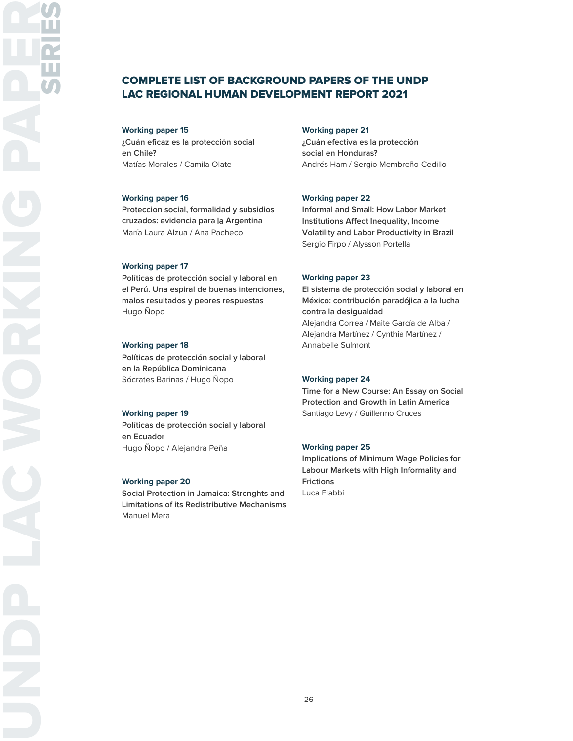## COMPLETE LIST OF BACKGROUND PAPERS OF THE UNDP LAC REGIONAL HUMAN DEVELOPMENT REPORT 2021

**Working paper 15**
**¿Cuán eficaz es la protección social en Chile?**
Matías Morales / Camila Olate

**Working paper 16**
**Proteccion social, formalidad y subsidios cruzados: evidencia para la Argentina**
María Laura Alzua / Ana Pacheco

**Working paper 17**
**Políticas de protección social y laboral en el Perú. Una espiral de buenas intenciones, malos resultados y peores respuestas**
Hugo Ñopo

**Working paper 18**
**Políticas de protección social y laboral en la República Dominicana**
Sócrates Barinas / Hugo Ñopo

**Working paper 19**
**Políticas de protección social y laboral en Ecuador**
Hugo Ñopo / Alejandra Peña

**Working paper 20**
**Social Protection in Jamaica: Strenghts and Limitations of its Redistributive Mechanisms**
Manuel Mera

**Working paper 21**
**¿Cuán efectiva es la protección social en Honduras?**
Andrés Ham / Sergio Membreño-Cedillo

**Working paper 22**
**Informal and Small: How Labor Market Institutions Affect Inequality, Income Volatility and Labor Productivity in Brazil**
Sergio Firpo / Alysson Portella

**Working paper 23**
**El sistema de protección social y laboral en México: contribución paradójica a la lucha contra la desigualdad**
Alejandra Correa / Maite García de Alba / Alejandra Martínez / Cynthia Martínez / Annabelle Sulmont

**Working paper 24**
**Time for a New Course: An Essay on Social Protection and Growth in Latin America**
Santiago Levy / Guillermo Cruces

**Working paper 25**
**Implications of Minimum Wage Policies for Labour Markets with High Informality and Frictions**
Luca Flabbi